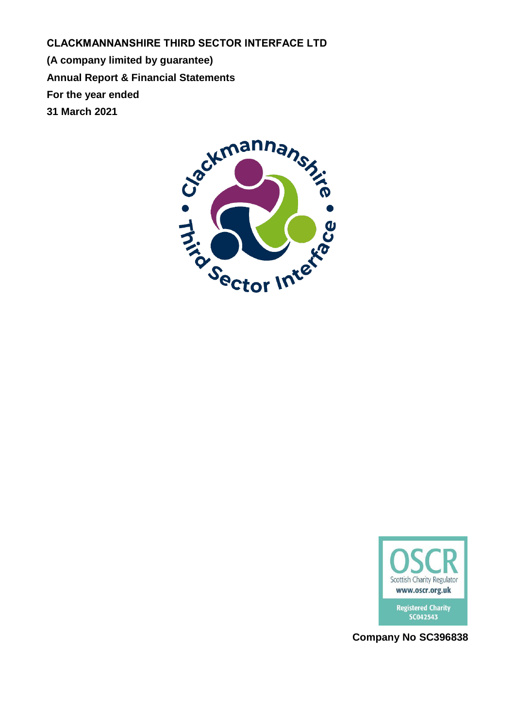**CLACKMANNANSHIRE THIRD SECTOR INTERFACE LTD**

**(A company limited by guarantee)**

**Annual Report & Financial Statements**

**For the year ended**

**31 March 2021**

Registered Charity SC042543

**Company No SC396838**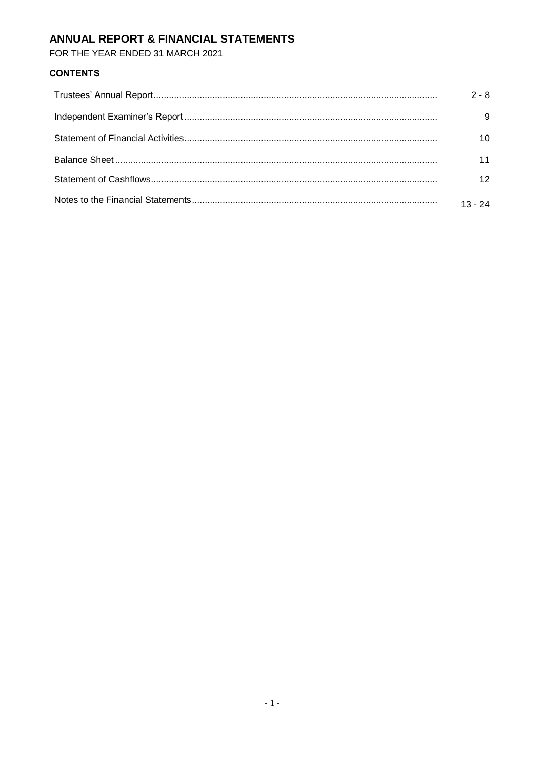# ANNUAL REPORT & FINANCIAL STATEMENTS

FOR THE YEAR ENDED 31 MARCH 2021

### CONTENTS

| | |
|---|---|
| Trustees' Annual Report | 2 - 8 |
| Independent Examiner's Report | 9 |
| Statement of Financial Activities | 10 |
| Balance Sheet | 11 |
| Statement of Cashflows | 12 |
| Notes to the Financial Statements | 13 - 24 |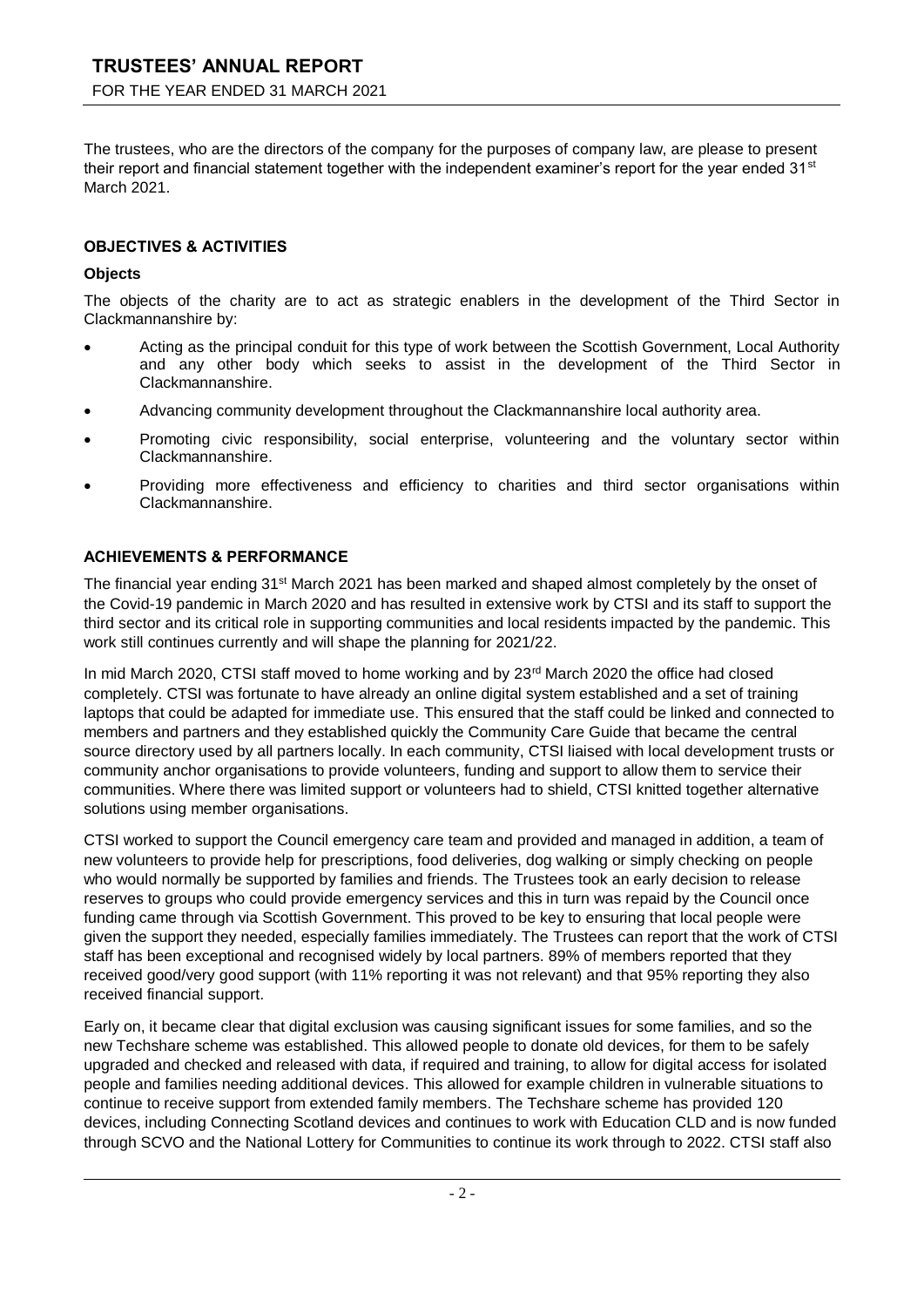# TRUSTEES' ANNUAL REPORT

FOR THE YEAR ENDED 31 MARCH 2021

The trustees, who are the directors of the company for the purposes of company law, are please to present their report and financial statement together with the independent examiner's report for the year ended 31st March 2021.

## OBJECTIVES & ACTIVITIES

### Objects

The objects of the charity are to act as strategic enablers in the development of the Third Sector in Clackmannanshire by:

- Acting as the principal conduit for this type of work between the Scottish Government, Local Authority and any other body which seeks to assist in the development of the Third Sector in Clackmannanshire.
- Advancing community development throughout the Clackmannanshire local authority area.
- Promoting civic responsibility, social enterprise, volunteering and the voluntary sector within Clackmannanshire.
- Providing more effectiveness and efficiency to charities and third sector organisations within Clackmannanshire.

## ACHIEVEMENTS & PERFORMANCE

The financial year ending 31st March 2021 has been marked and shaped almost completely by the onset of the Covid-19 pandemic in March 2020 and has resulted in extensive work by CTSI and its staff to support the third sector and its critical role in supporting communities and local residents impacted by the pandemic. This work still continues currently and will shape the planning for 2021/22.

In mid March 2020, CTSI staff moved to home working and by 23rd March 2020 the office had closed completely. CTSI was fortunate to have already an online digital system established and a set of training laptops that could be adapted for immediate use. This ensured that the staff could be linked and connected to members and partners and they established quickly the Community Care Guide that became the central source directory used by all partners locally. In each community, CTSI liaised with local development trusts or community anchor organisations to provide volunteers, funding and support to allow them to service their communities. Where there was limited support or volunteers had to shield, CTSI knitted together alternative solutions using member organisations.

CTSI worked to support the Council emergency care team and provided and managed in addition, a team of new volunteers to provide help for prescriptions, food deliveries, dog walking or simply checking on people who would normally be supported by families and friends. The Trustees took an early decision to release reserves to groups who could provide emergency services and this in turn was repaid by the Council once funding came through via Scottish Government. This proved to be key to ensuring that local people were given the support they needed, especially families immediately. The Trustees can report that the work of CTSI staff has been exceptional and recognised widely by local partners. 89% of members reported that they received good/very good support (with 11% reporting it was not relevant) and that 95% reporting they also received financial support.

Early on, it became clear that digital exclusion was causing significant issues for some families, and so the new Techshare scheme was established. This allowed people to donate old devices, for them to be safely upgraded and checked and released with data, if required and training, to allow for digital access for isolated people and families needing additional devices. This allowed for example children in vulnerable situations to continue to receive support from extended family members. The Techshare scheme has provided 120 devices, including Connecting Scotland devices and continues to work with Education CLD and is now funded through SCVO and the National Lottery for Communities to continue its work through to 2022. CTSI staff also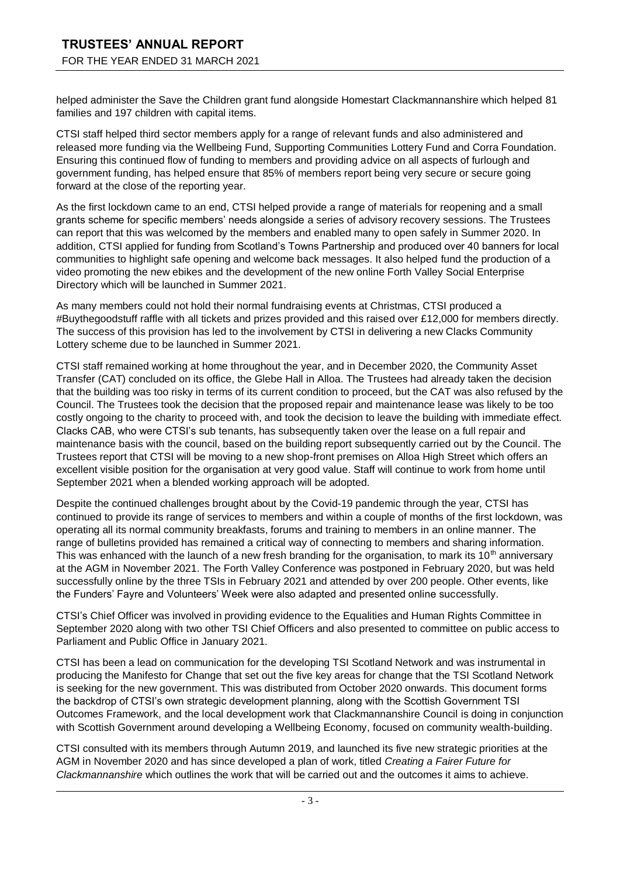helped administer the Save the Children grant fund alongside Homestart Clackmannanshire which helped 81 families and 197 children with capital items.

CTSI staff helped third sector members apply for a range of relevant funds and also administered and released more funding via the Wellbeing Fund, Supporting Communities Lottery Fund and Corra Foundation. Ensuring this continued flow of funding to members and providing advice on all aspects of furlough and government funding, has helped ensure that 85% of members report being very secure or secure going forward at the close of the reporting year.

As the first lockdown came to an end, CTSI helped provide a range of materials for reopening and a small grants scheme for specific members' needs alongside a series of advisory recovery sessions. The Trustees can report that this was welcomed by the members and enabled many to open safely in Summer 2020. In addition, CTSI applied for funding from Scotland's Towns Partnership and produced over 40 banners for local communities to highlight safe opening and welcome back messages. It also helped fund the production of a video promoting the new ebikes and the development of the new online Forth Valley Social Enterprise Directory which will be launched in Summer 2021.

As many members could not hold their normal fundraising events at Christmas, CTSI produced a #Buythegoodstuff raffle with all tickets and prizes provided and this raised over £12,000 for members directly. The success of this provision has led to the involvement by CTSI in delivering a new Clacks Community Lottery scheme due to be launched in Summer 2021.

CTSI staff remained working at home throughout the year, and in December 2020, the Community Asset Transfer (CAT) concluded on its office, the Glebe Hall in Alloa. The Trustees had already taken the decision that the building was too risky in terms of its current condition to proceed, but the CAT was also refused by the Council. The Trustees took the decision that the proposed repair and maintenance lease was likely to be too costly ongoing to the charity to proceed with, and took the decision to leave the building with immediate effect. Clacks CAB, who were CTSI's sub tenants, has subsequently taken over the lease on a full repair and maintenance basis with the council, based on the building report subsequently carried out by the Council. The Trustees report that CTSI will be moving to a new shop-front premises on Alloa High Street which offers an excellent visible position for the organisation at very good value. Staff will continue to work from home until September 2021 when a blended working approach will be adopted.

Despite the continued challenges brought about by the Covid-19 pandemic through the year, CTSI has continued to provide its range of services to members and within a couple of months of the first lockdown, was operating all its normal community breakfasts, forums and training to members in an online manner. The range of bulletins provided has remained a critical way of connecting to members and sharing information. This was enhanced with the launch of a new fresh branding for the organisation, to mark its 10th anniversary at the AGM in November 2021. The Forth Valley Conference was postponed in February 2020, but was held successfully online by the three TSIs in February 2021 and attended by over 200 people. Other events, like the Funders' Fayre and Volunteers' Week were also adapted and presented online successfully.

CTSI's Chief Officer was involved in providing evidence to the Equalities and Human Rights Committee in September 2020 along with two other TSI Chief Officers and also presented to committee on public access to Parliament and Public Office in January 2021.

CTSI has been a lead on communication for the developing TSI Scotland Network and was instrumental in producing the Manifesto for Change that set out the five key areas for change that the TSI Scotland Network is seeking for the new government. This was distributed from October 2020 onwards. This document forms the backdrop of CTSI's own strategic development planning, along with the Scottish Government TSI Outcomes Framework, and the local development work that Clackmannanshire Council is doing in conjunction with Scottish Government around developing a Wellbeing Economy, focused on community wealth-building.

CTSI consulted with its members through Autumn 2019, and launched its five new strategic priorities at the AGM in November 2020 and has since developed a plan of work, titled *Creating a Fairer Future for Clackmannanshire* which outlines the work that will be carried out and the outcomes it aims to achieve.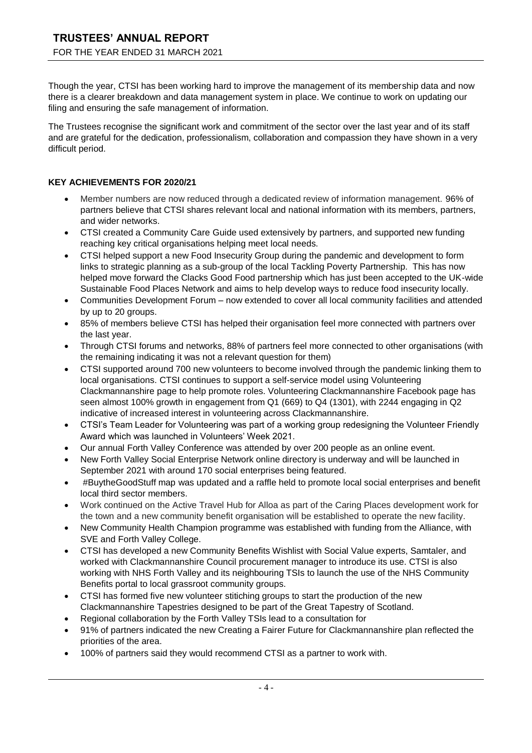Though the year, CTSI has been working hard to improve the management of its membership data and now there is a clearer breakdown and data management system in place. We continue to work on updating our filing and ensuring the safe management of information.

The Trustees recognise the significant work and commitment of the sector over the last year and of its staff and are grateful for the dedication, professionalism, collaboration and compassion they have shown in a very difficult period.

**KEY ACHIEVEMENTS FOR 2020/21**

- Member numbers are now reduced through a dedicated review of information management. 96% of partners believe that CTSI shares relevant local and national information with its members, partners, and wider networks.
- CTSI created a Community Care Guide used extensively by partners, and supported new funding reaching key critical organisations helping meet local needs.
- CTSI helped support a new Food Insecurity Group during the pandemic and development to form links to strategic planning as a sub-group of the local Tackling Poverty Partnership. This has now helped move forward the Clacks Good Food partnership which has just been accepted to the UK-wide Sustainable Food Places Network and aims to help develop ways to reduce food insecurity locally.
- Communities Development Forum – now extended to cover all local community facilities and attended by up to 20 groups.
- 85% of members believe CTSI has helped their organisation feel more connected with partners over the last year.
- Through CTSI forums and networks, 88% of partners feel more connected to other organisations (with the remaining indicating it was not a relevant question for them)
- CTSI supported around 700 new volunteers to become involved through the pandemic linking them to local organisations. CTSI continues to support a self-service model using Volunteering Clackmannanshire page to help promote roles. Volunteering Clackmannanshire Facebook page has seen almost 100% growth in engagement from Q1 (669) to Q4 (1301), with 2244 engaging in Q2 indicative of increased interest in volunteering across Clackmannanshire.
- CTSI's Team Leader for Volunteering was part of a working group redesigning the Volunteer Friendly Award which was launched in Volunteers' Week 2021.
- Our annual Forth Valley Conference was attended by over 200 people as an online event.
- New Forth Valley Social Enterprise Network online directory is underway and will be launched in September 2021 with around 170 social enterprises being featured.
- #BuytheGoodStuff map was updated and a raffle held to promote local social enterprises and benefit local third sector members.
- Work continued on the Active Travel Hub for Alloa as part of the Caring Places development work for the town and a new community benefit organisation will be established to operate the new facility.
- New Community Health Champion programme was established with funding from the Alliance, with SVE and Forth Valley College.
- CTSI has developed a new Community Benefits Wishlist with Social Value experts, Samtaler, and worked with Clackmannanshire Council procurement manager to introduce its use. CTSI is also working with NHS Forth Valley and its neighbouring TSIs to launch the use of the NHS Community Benefits portal to local grassroot community groups.
- CTSI has formed five new volunteer stitiching groups to start the production of the new Clackmannanshire Tapestries designed to be part of the Great Tapestry of Scotland.
- Regional collaboration by the Forth Valley TSIs lead to a consultation for
- 91% of partners indicated the new Creating a Fairer Future for Clackmannanshire plan reflected the priorities of the area.
- 100% of partners said they would recommend CTSI as a partner to work with.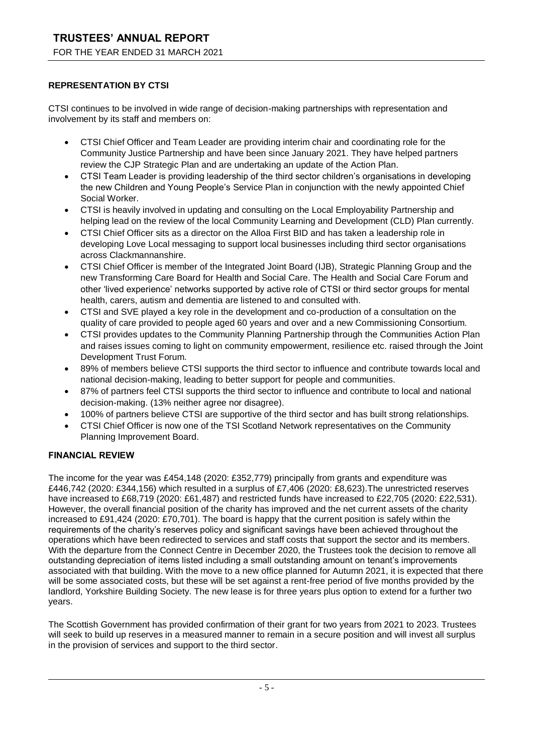## REPRESENTATION BY CTSI

CTSI continues to be involved in wide range of decision-making partnerships with representation and involvement by its staff and members on:

- CTSI Chief Officer and Team Leader are providing interim chair and coordinating role for the Community Justice Partnership and have been since January 2021. They have helped partners review the CJP Strategic Plan and are undertaking an update of the Action Plan.
- CTSI Team Leader is providing leadership of the third sector children's organisations in developing the new Children and Young People's Service Plan in conjunction with the newly appointed Chief Social Worker.
- CTSI is heavily involved in updating and consulting on the Local Employability Partnership and helping lead on the review of the local Community Learning and Development (CLD) Plan currently.
- CTSI Chief Officer sits as a director on the Alloa First BID and has taken a leadership role in developing Love Local messaging to support local businesses including third sector organisations across Clackmannanshire.
- CTSI Chief Officer is member of the Integrated Joint Board (IJB), Strategic Planning Group and the new Transforming Care Board for Health and Social Care. The Health and Social Care Forum and other 'lived experience' networks supported by active role of CTSI or third sector groups for mental health, carers, autism and dementia are listened to and consulted with.
- CTSI and SVE played a key role in the development and co-production of a consultation on the quality of care provided to people aged 60 years and over and a new Commissioning Consortium.
- CTSI provides updates to the Community Planning Partnership through the Communities Action Plan and raises issues coming to light on community empowerment, resilience etc. raised through the Joint Development Trust Forum.
- 89% of members believe CTSI supports the third sector to influence and contribute towards local and national decision-making, leading to better support for people and communities.
- 87% of partners feel CTSI supports the third sector to influence and contribute to local and national decision-making. (13% neither agree nor disagree).
- 100% of partners believe CTSI are supportive of the third sector and has built strong relationships.
- CTSI Chief Officer is now one of the TSI Scotland Network representatives on the Community Planning Improvement Board.

## FINANCIAL REVIEW

The income for the year was £454,148 (2020: £352,779) principally from grants and expenditure was £446,742 (2020: £344,156) which resulted in a surplus of £7,406 (2020: £8,623).The unrestricted reserves have increased to £68,719 (2020: £61,487) and restricted funds have increased to £22,705 (2020: £22,531). However, the overall financial position of the charity has improved and the net current assets of the charity increased to £91,424 (2020: £70,701). The board is happy that the current position is safely within the requirements of the charity's reserves policy and significant savings have been achieved throughout the operations which have been redirected to services and staff costs that support the sector and its members. With the departure from the Connect Centre in December 2020, the Trustees took the decision to remove all outstanding depreciation of items listed including a small outstanding amount on tenant's improvements associated with that building. With the move to a new office planned for Autumn 2021, it is expected that there will be some associated costs, but these will be set against a rent-free period of five months provided by the landlord, Yorkshire Building Society. The new lease is for three years plus option to extend for a further two years.

The Scottish Government has provided confirmation of their grant for two years from 2021 to 2023. Trustees will seek to build up reserves in a measured manner to remain in a secure position and will invest all surplus in the provision of services and support to the third sector.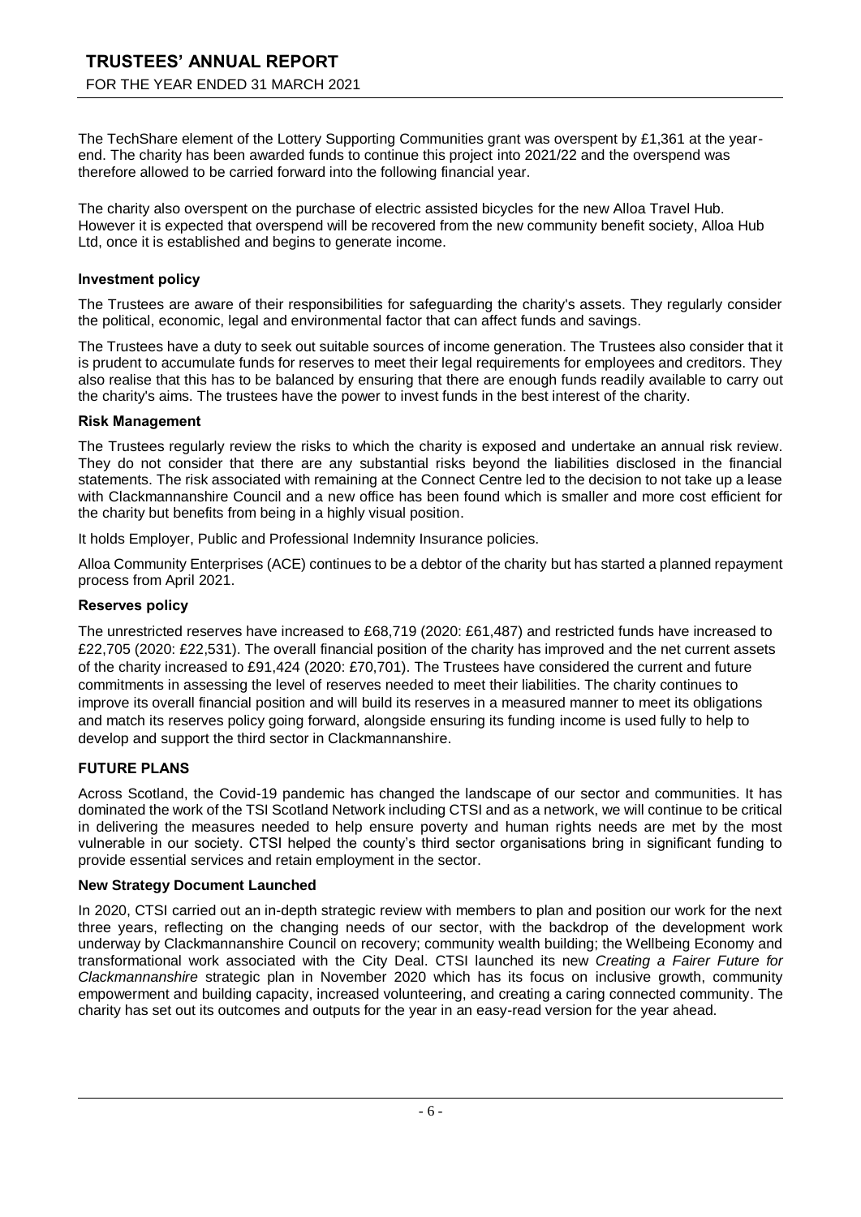The TechShare element of the Lottery Supporting Communities grant was overspent by £1,361 at the year-end. The charity has been awarded funds to continue this project into 2021/22 and the overspend was therefore allowed to be carried forward into the following financial year.

The charity also overspent on the purchase of electric assisted bicycles for the new Alloa Travel Hub. However it is expected that overspend will be recovered from the new community benefit society, Alloa Hub Ltd, once it is established and begins to generate income.

### Investment policy

The Trustees are aware of their responsibilities for safeguarding the charity's assets. They regularly consider the political, economic, legal and environmental factor that can affect funds and savings.

The Trustees have a duty to seek out suitable sources of income generation. The Trustees also consider that it is prudent to accumulate funds for reserves to meet their legal requirements for employees and creditors. They also realise that this has to be balanced by ensuring that there are enough funds readily available to carry out the charity's aims. The trustees have the power to invest funds in the best interest of the charity.

### Risk Management

The Trustees regularly review the risks to which the charity is exposed and undertake an annual risk review. They do not consider that there are any substantial risks beyond the liabilities disclosed in the financial statements. The risk associated with remaining at the Connect Centre led to the decision to not take up a lease with Clackmannanshire Council and a new office has been found which is smaller and more cost efficient for the charity but benefits from being in a highly visual position.

It holds Employer, Public and Professional Indemnity Insurance policies.

Alloa Community Enterprises (ACE) continues to be a debtor of the charity but has started a planned repayment process from April 2021.

### Reserves policy

The unrestricted reserves have increased to £68,719 (2020: £61,487) and restricted funds have increased to £22,705 (2020: £22,531). The overall financial position of the charity has improved and the net current assets of the charity increased to £91,424 (2020: £70,701). The Trustees have considered the current and future commitments in assessing the level of reserves needed to meet their liabilities. The charity continues to improve its overall financial position and will build its reserves in a measured manner to meet its obligations and match its reserves policy going forward, alongside ensuring its funding income is used fully to help to develop and support the third sector in Clackmannanshire.

## FUTURE PLANS

Across Scotland, the Covid-19 pandemic has changed the landscape of our sector and communities. It has dominated the work of the TSI Scotland Network including CTSI and as a network, we will continue to be critical in delivering the measures needed to help ensure poverty and human rights needs are met by the most vulnerable in our society. CTSI helped the county's third sector organisations bring in significant funding to provide essential services and retain employment in the sector.

### New Strategy Document Launched

In 2020, CTSI carried out an in-depth strategic review with members to plan and position our work for the next three years, reflecting on the changing needs of our sector, with the backdrop of the development work underway by Clackmannanshire Council on recovery; community wealth building; the Wellbeing Economy and transformational work associated with the City Deal. CTSI launched its new *Creating a Fairer Future for Clackmannanshire* strategic plan in November 2020 which has its focus on inclusive growth, community empowerment and building capacity, increased volunteering, and creating a caring connected community. The charity has set out its outcomes and outputs for the year in an easy-read version for the year ahead.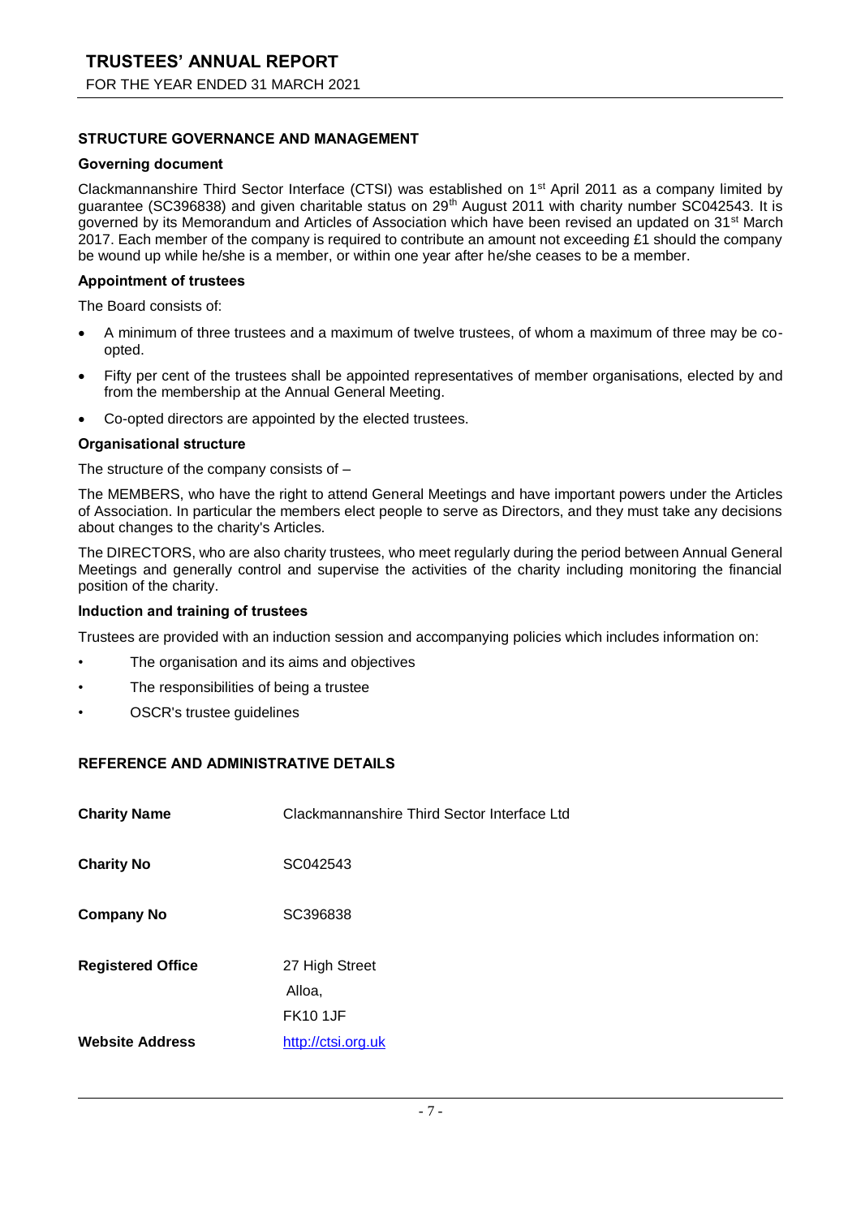## STRUCTURE GOVERNANCE AND MANAGEMENT

### Governing document

Clackmannanshire Third Sector Interface (CTSI) was established on 1st April 2011 as a company limited by guarantee (SC396838) and given charitable status on 29th August 2011 with charity number SC042543. It is governed by its Memorandum and Articles of Association which have been revised an updated on 31st March 2017. Each member of the company is required to contribute an amount not exceeding £1 should the company be wound up while he/she is a member, or within one year after he/she ceases to be a member.

### Appointment of trustees

The Board consists of:

- A minimum of three trustees and a maximum of twelve trustees, of whom a maximum of three may be co-opted.
- Fifty per cent of the trustees shall be appointed representatives of member organisations, elected by and from the membership at the Annual General Meeting.
- Co-opted directors are appointed by the elected trustees.

### Organisational structure

The structure of the company consists of –

The MEMBERS, who have the right to attend General Meetings and have important powers under the Articles of Association. In particular the members elect people to serve as Directors, and they must take any decisions about changes to the charity's Articles.

The DIRECTORS, who are also charity trustees, who meet regularly during the period between Annual General Meetings and generally control and supervise the activities of the charity including monitoring the financial position of the charity.

### Induction and training of trustees

Trustees are provided with an induction session and accompanying policies which includes information on:

- The organisation and its aims and objectives
- The responsibilities of being a trustee
- OSCR's trustee guidelines

## REFERENCE AND ADMINISTRATIVE DETAILS

| | |
|---|---|
| **Charity Name** | Clackmannanshire Third Sector Interface Ltd |
| **Charity No** | SC042543 |
| **Company No** | SC396838 |
| **Registered Office** | 27 High Street<br>Alloa,<br>FK10 1JF |
| **Website Address** | http://ctsi.org.uk |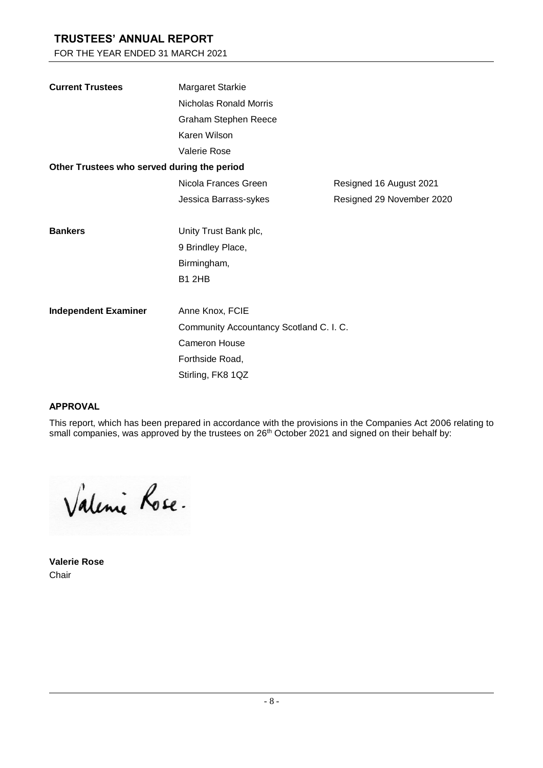# TRUSTEES' ANNUAL REPORT

FOR THE YEAR ENDED 31 MARCH 2021

| | | |
|---|---|---|
| **Current Trustees** | Margaret Starkie | |
| | Nicholas Ronald Morris | |
| | Graham Stephen Reece | |
| | Karen Wilson | |
| | Valerie Rose | |
| **Other Trustees who served during the period** | | |
| | Nicola Frances Green | Resigned 16 August 2021 |
| | Jessica Barrass-sykes | Resigned 29 November 2020 |
| **Bankers** | Unity Trust Bank plc, | |
| | 9 Brindley Place, | |
| | Birmingham, | |
| | B1 2HB | |
| **Independent Examiner** | Anne Knox, FCIE | |
| | Community Accountancy Scotland C. I. C. | |
| | Cameron House | |
| | Forthside Road, | |
| | Stirling, FK8 1QZ | |

## APPROVAL

This report, which has been prepared in accordance with the provisions in the Companies Act 2006 relating to small companies, was approved by the trustees on 26th October 2021 and signed on their behalf by:

Valerie Rose.

**Valerie Rose**
Chair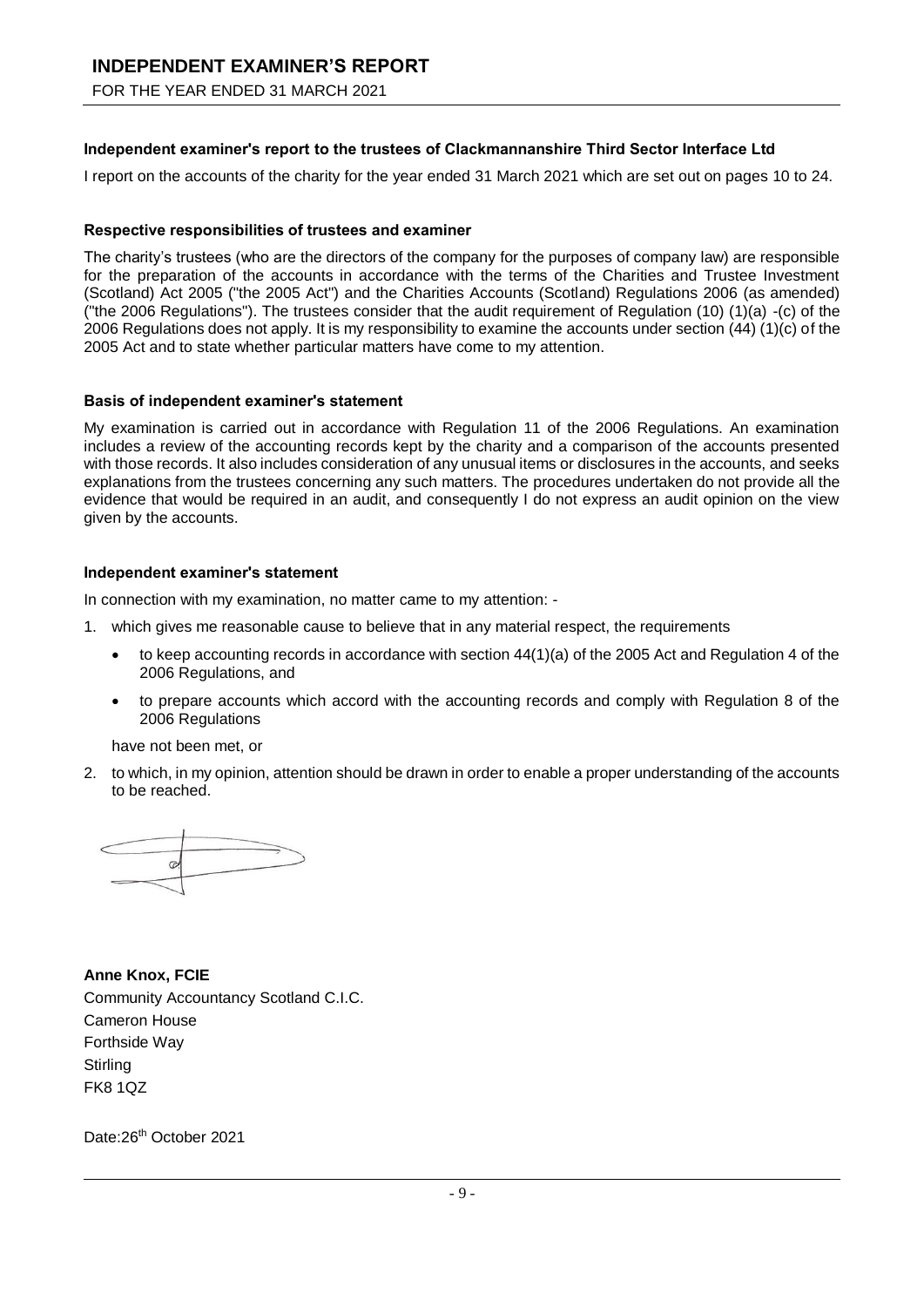# INDEPENDENT EXAMINER'S REPORT

FOR THE YEAR ENDED 31 MARCH 2021

**Independent examiner's report to the trustees of Clackmannanshire Third Sector Interface Ltd**

I report on the accounts of the charity for the year ended 31 March 2021 which are set out on pages 10 to 24.

**Respective responsibilities of trustees and examiner**

The charity's trustees (who are the directors of the company for the purposes of company law) are responsible for the preparation of the accounts in accordance with the terms of the Charities and Trustee Investment (Scotland) Act 2005 ("the 2005 Act") and the Charities Accounts (Scotland) Regulations 2006 (as amended) ("the 2006 Regulations"). The trustees consider that the audit requirement of Regulation (10) (1)(a) -(c) of the 2006 Regulations does not apply. It is my responsibility to examine the accounts under section (44) (1)(c) of the 2005 Act and to state whether particular matters have come to my attention.

**Basis of independent examiner's statement**

My examination is carried out in accordance with Regulation 11 of the 2006 Regulations. An examination includes a review of the accounting records kept by the charity and a comparison of the accounts presented with those records. It also includes consideration of any unusual items or disclosures in the accounts, and seeks explanations from the trustees concerning any such matters. The procedures undertaken do not provide all the evidence that would be required in an audit, and consequently I do not express an audit opinion on the view given by the accounts.

**Independent examiner's statement**

In connection with my examination, no matter came to my attention: -

1. which gives me reasonable cause to believe that in any material respect, the requirements
   - to keep accounting records in accordance with section 44(1)(a) of the 2005 Act and Regulation 4 of the 2006 Regulations, and
   - to prepare accounts which accord with the accounting records and comply with Regulation 8 of the 2006 Regulations

   have not been met, or

2. to which, in my opinion, attention should be drawn in order to enable a proper understanding of the accounts to be reached.

**Anne Knox, FCIE**
Community Accountancy Scotland C.I.C.
Cameron House
Forthside Way
Stirling
FK8 1QZ

Date:26th October 2021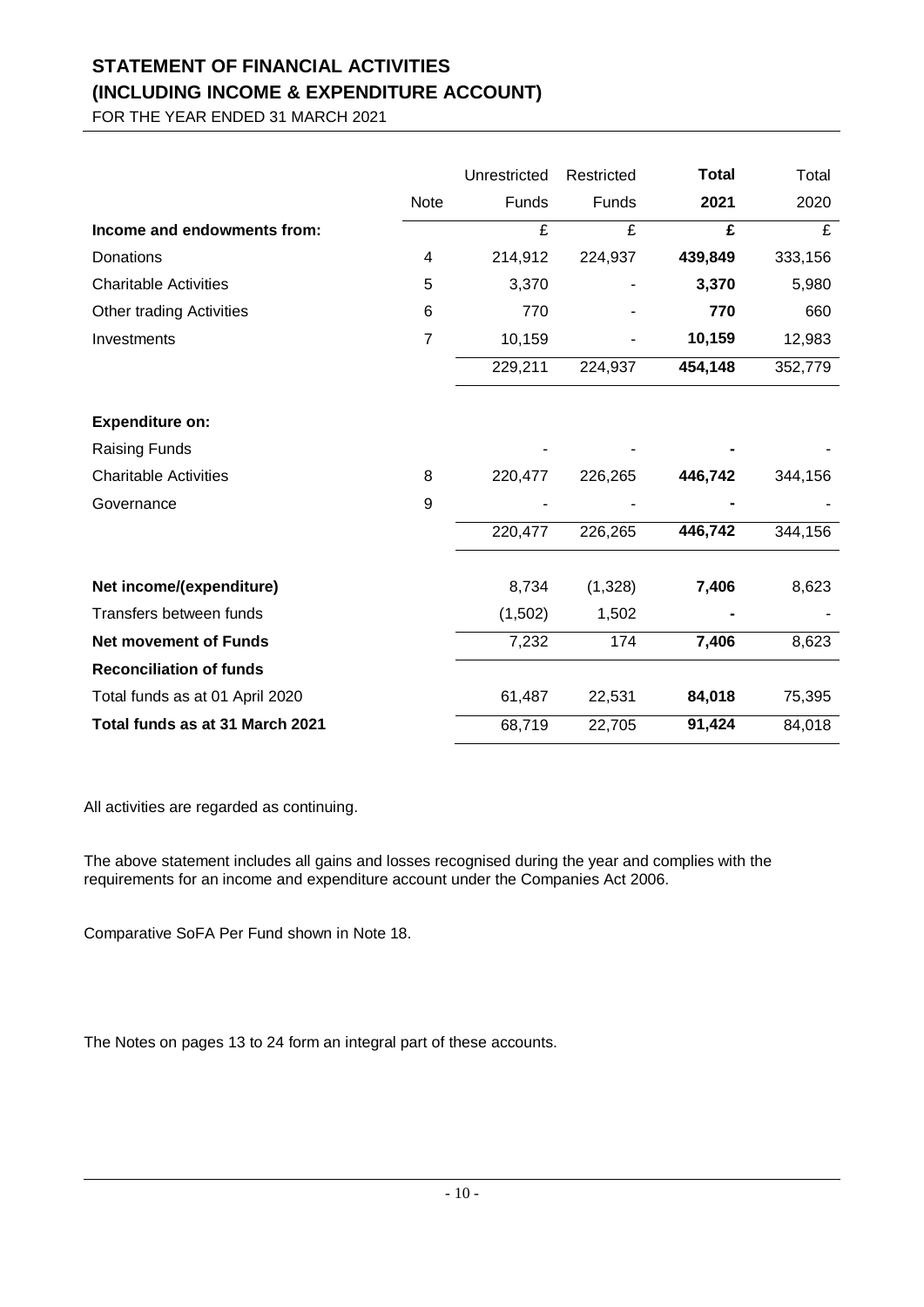# STATEMENT OF FINANCIAL ACTIVITIES
# (INCLUDING INCOME & EXPENDITURE ACCOUNT)

FOR THE YEAR ENDED 31 MARCH 2021

| | Note | Unrestricted Funds | Restricted Funds | **Total 2021** | Total 2020 |
|---|---|---|---|---|---|
| **Income and endowments from:** | | £ | £ | **£** | £ |
| Donations | 4 | 214,912 | 224,937 | **439,849** | 333,156 |
| Charitable Activities | 5 | 3,370 | - | **3,370** | 5,980 |
| Other trading Activities | 6 | 770 | - | **770** | 660 |
| Investments | 7 | 10,159 | - | **10,159** | 12,983 |
| | | 229,211 | 224,937 | **454,148** | 352,779 |
| **Expenditure on:** | | | | | |
| Raising Funds | | - | - | **-** | - |
| Charitable Activities | 8 | 220,477 | 226,265 | **446,742** | 344,156 |
| Governance | 9 | - | - | **-** | - |
| | | 220,477 | 226,265 | **446,742** | 344,156 |
| **Net income/(expenditure)** | | 8,734 | (1,328) | **7,406** | 8,623 |
| Transfers between funds | | (1,502) | 1,502 | **-** | - |
| **Net movement of Funds** | | 7,232 | 174 | **7,406** | 8,623 |
| **Reconciliation of funds** | | | | | |
| Total funds as at 01 April 2020 | | 61,487 | 22,531 | **84,018** | 75,395 |
| **Total funds as at 31 March 2021** | | 68,719 | 22,705 | **91,424** | 84,018 |

All activities are regarded as continuing.

The above statement includes all gains and losses recognised during the year and complies with the requirements for an income and expenditure account under the Companies Act 2006.

Comparative SoFA Per Fund shown in Note 18.

The Notes on pages 13 to 24 form an integral part of these accounts.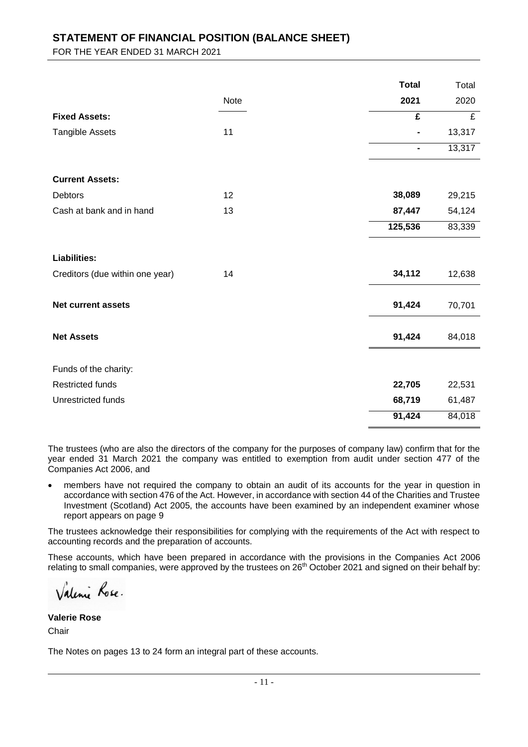# STATEMENT OF FINANCIAL POSITION (BALANCE SHEET)

FOR THE YEAR ENDED 31 MARCH 2021

| | Note | **Total 2021** | Total 2020 |
|---|---|---|---|
| **Fixed Assets:** | | **£** | £ |
| Tangible Assets | 11 | **-** | 13,317 |
| | | **-** | 13,317 |
| **Current Assets:** | | | |
| Debtors | 12 | **38,089** | 29,215 |
| Cash at bank and in hand | 13 | **87,447** | 54,124 |
| | | **125,536** | 83,339 |
| **Liabilities:** | | | |
| Creditors (due within one year) | 14 | **34,112** | 12,638 |
| **Net current assets** | | **91,424** | 70,701 |
| **Net Assets** | | **91,424** | 84,018 |
| Funds of the charity: | | | |
| Restricted funds | | **22,705** | 22,531 |
| Unrestricted funds | | **68,719** | 61,487 |
| | | **91,424** | 84,018 |

The trustees (who are also the directors of the company for the purposes of company law) confirm that for the year ended 31 March 2021 the company was entitled to exemption from audit under section 477 of the Companies Act 2006, and

- members have not required the company to obtain an audit of its accounts for the year in question in accordance with section 476 of the Act. However, in accordance with section 44 of the Charities and Trustee Investment (Scotland) Act 2005, the accounts have been examined by an independent examiner whose report appears on page 9

The trustees acknowledge their responsibilities for complying with the requirements of the Act with respect to accounting records and the preparation of accounts.

These accounts, which have been prepared in accordance with the provisions in the Companies Act 2006 relating to small companies, were approved by the trustees on 26th October 2021 and signed on their behalf by:

Valerie Rose.

**Valerie Rose**

Chair

The Notes on pages 13 to 24 form an integral part of these accounts.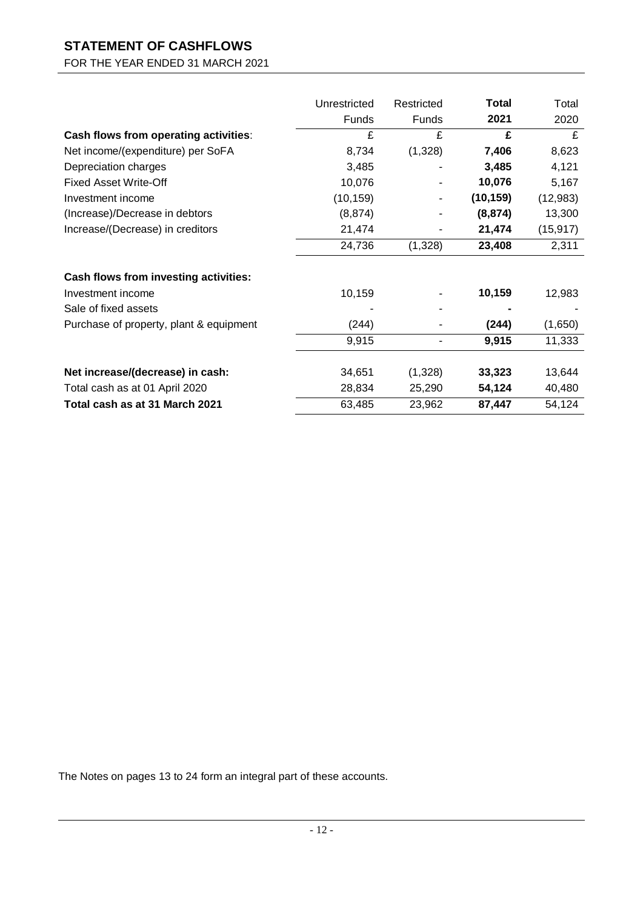# STATEMENT OF CASHFLOWS

FOR THE YEAR ENDED 31 MARCH 2021

| | Unrestricted Funds | Restricted Funds | **Total 2021** | Total 2020 |
|---|---|---|---|---|
| **Cash flows from operating activities**: | £ | £ | **£** | £ |
| Net income/(expenditure) per SoFA | 8,734 | (1,328) | **7,406** | 8,623 |
| Depreciation charges | 3,485 | - | **3,485** | 4,121 |
| Fixed Asset Write-Off | 10,076 | - | **10,076** | 5,167 |
| Investment income | (10,159) | - | **(10,159)** | (12,983) |
| (Increase)/Decrease in debtors | (8,874) | - | **(8,874)** | 13,300 |
| Increase/(Decrease) in creditors | 21,474 | - | **21,474** | (15,917) |
| | 24,736 | (1,328) | **23,408** | 2,311 |
| **Cash flows from investing activities:** | | | | |
| Investment income | 10,159 | - | **10,159** | 12,983 |
| Sale of fixed assets | - | - | **-** | - |
| Purchase of property, plant & equipment | (244) | - | **(244)** | (1,650) |
| | 9,915 | - | **9,915** | 11,333 |
| **Net increase/(decrease) in cash:** | 34,651 | (1,328) | **33,323** | 13,644 |
| Total cash as at 01 April 2020 | 28,834 | 25,290 | **54,124** | 40,480 |
| **Total cash as at 31 March 2021** | 63,485 | 23,962 | **87,447** | 54,124 |

The Notes on pages 13 to 24 form an integral part of these accounts.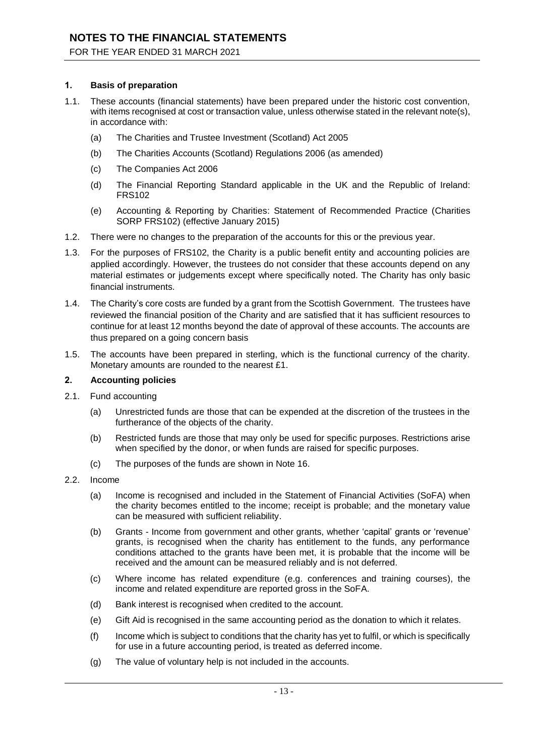# NOTES TO THE FINANCIAL STATEMENTS

FOR THE YEAR ENDED 31 MARCH 2021

## 1. Basis of preparation

1.1. These accounts (financial statements) have been prepared under the historic cost convention, with items recognised at cost or transaction value, unless otherwise stated in the relevant note(s), in accordance with:

(a) The Charities and Trustee Investment (Scotland) Act 2005

(b) The Charities Accounts (Scotland) Regulations 2006 (as amended)

(c) The Companies Act 2006

(d) The Financial Reporting Standard applicable in the UK and the Republic of Ireland: FRS102

(e) Accounting & Reporting by Charities: Statement of Recommended Practice (Charities SORP FRS102) (effective January 2015)

1.2. There were no changes to the preparation of the accounts for this or the previous year.

1.3. For the purposes of FRS102, the Charity is a public benefit entity and accounting policies are applied accordingly. However, the trustees do not consider that these accounts depend on any material estimates or judgements except where specifically noted. The Charity has only basic financial instruments.

1.4. The Charity's core costs are funded by a grant from the Scottish Government. The trustees have reviewed the financial position of the Charity and are satisfied that it has sufficient resources to continue for at least 12 months beyond the date of approval of these accounts. The accounts are thus prepared on a going concern basis

1.5. The accounts have been prepared in sterling, which is the functional currency of the charity. Monetary amounts are rounded to the nearest £1.

## 2. Accounting policies

2.1. Fund accounting

(a) Unrestricted funds are those that can be expended at the discretion of the trustees in the furtherance of the objects of the charity.

(b) Restricted funds are those that may only be used for specific purposes. Restrictions arise when specified by the donor, or when funds are raised for specific purposes.

(c) The purposes of the funds are shown in Note 16.

2.2. Income

(a) Income is recognised and included in the Statement of Financial Activities (SoFA) when the charity becomes entitled to the income; receipt is probable; and the monetary value can be measured with sufficient reliability.

(b) Grants - Income from government and other grants, whether 'capital' grants or 'revenue' grants, is recognised when the charity has entitlement to the funds, any performance conditions attached to the grants have been met, it is probable that the income will be received and the amount can be measured reliably and is not deferred.

(c) Where income has related expenditure (e.g. conferences and training courses), the income and related expenditure are reported gross in the SoFA.

(d) Bank interest is recognised when credited to the account.

(e) Gift Aid is recognised in the same accounting period as the donation to which it relates.

(f) Income which is subject to conditions that the charity has yet to fulfil, or which is specifically for use in a future accounting period, is treated as deferred income.

(g) The value of voluntary help is not included in the accounts.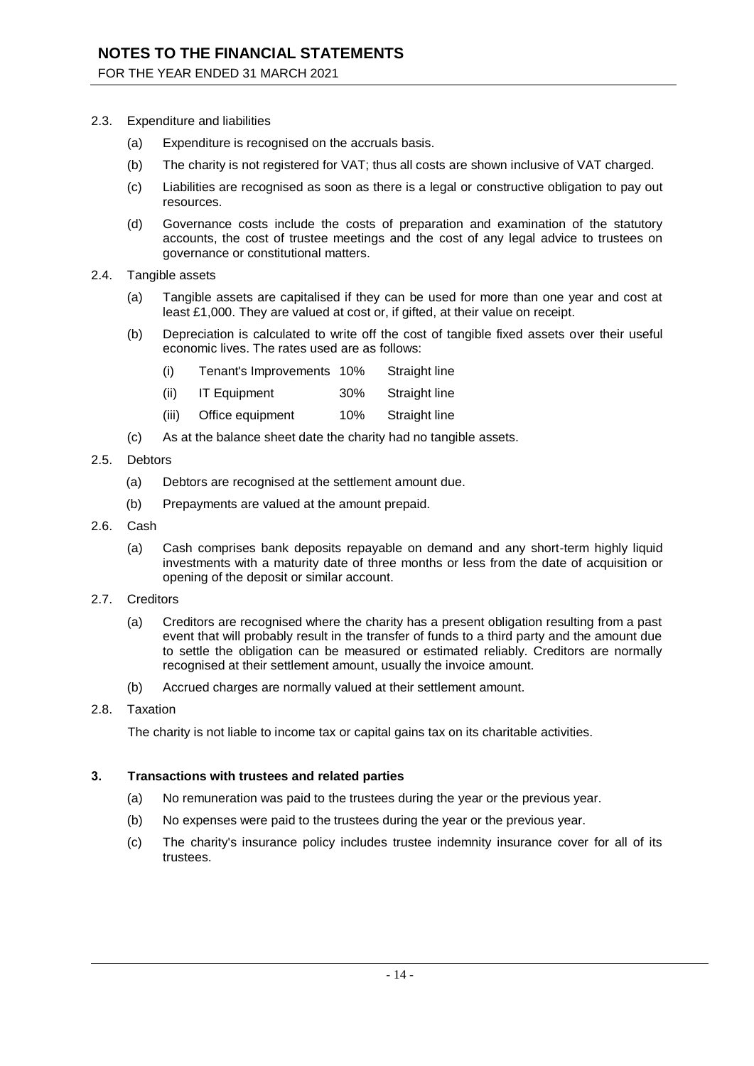2.3. Expenditure and liabilities

(a) Expenditure is recognised on the accruals basis.

(b) The charity is not registered for VAT; thus all costs are shown inclusive of VAT charged.

(c) Liabilities are recognised as soon as there is a legal or constructive obligation to pay out resources.

(d) Governance costs include the costs of preparation and examination of the statutory accounts, the cost of trustee meetings and the cost of any legal advice to trustees on governance or constitutional matters.

2.4. Tangible assets

(a) Tangible assets are capitalised if they can be used for more than one year and cost at least £1,000. They are valued at cost or, if gifted, at their value on receipt.

(b) Depreciation is calculated to write off the cost of tangible fixed assets over their useful economic lives. The rates used are as follows:

| | | | |
|---|---|---|---|
| (i) | Tenant's Improvements | 10% | Straight line |
| (ii) | IT Equipment | 30% | Straight line |
| (iii) | Office equipment | 10% | Straight line |

(c) As at the balance sheet date the charity had no tangible assets.

2.5. Debtors

(a) Debtors are recognised at the settlement amount due.

(b) Prepayments are valued at the amount prepaid.

2.6. Cash

(a) Cash comprises bank deposits repayable on demand and any short-term highly liquid investments with a maturity date of three months or less from the date of acquisition or opening of the deposit or similar account.

2.7. Creditors

(a) Creditors are recognised where the charity has a present obligation resulting from a past event that will probably result in the transfer of funds to a third party and the amount due to settle the obligation can be measured or estimated reliably. Creditors are normally recognised at their settlement amount, usually the invoice amount.

(b) Accrued charges are normally valued at their settlement amount.

2.8. Taxation

The charity is not liable to income tax or capital gains tax on its charitable activities.

## 3. Transactions with trustees and related parties

(a) No remuneration was paid to the trustees during the year or the previous year.

(b) No expenses were paid to the trustees during the year or the previous year.

(c) The charity's insurance policy includes trustee indemnity insurance cover for all of its trustees.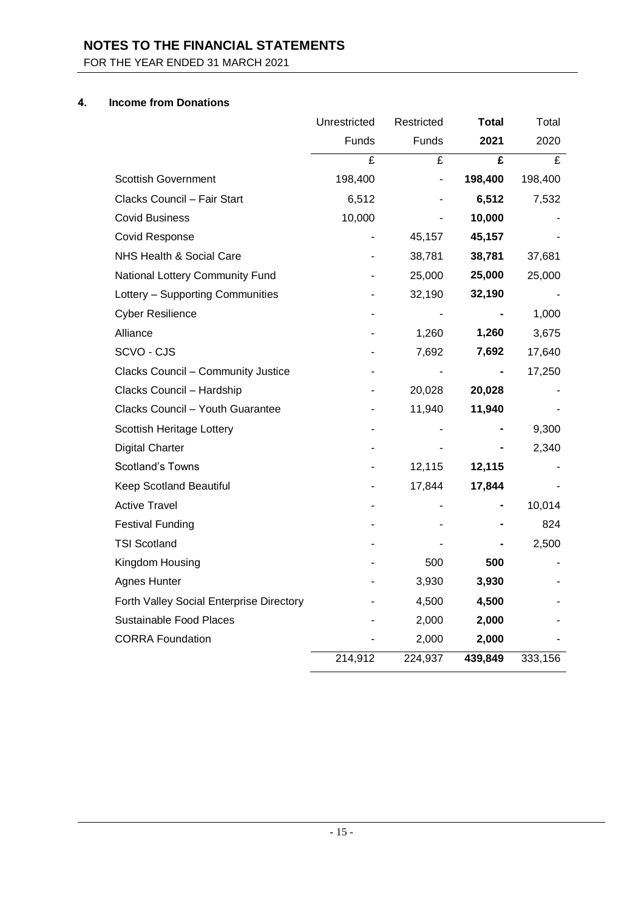# NOTES TO THE FINANCIAL STATEMENTS

FOR THE YEAR ENDED 31 MARCH 2021

## 4. Income from Donations

| | Unrestricted Funds | Restricted Funds | **Total 2021** | Total 2020 |
|---|---|---|---|---|
| | £ | £ | **£** | £ |
| Scottish Government | 198,400 | - | **198,400** | 198,400 |
| Clacks Council – Fair Start | 6,512 | - | **6,512** | 7,532 |
| Covid Business | 10,000 | - | **10,000** | - |
| Covid Response | - | 45,157 | **45,157** | - |
| NHS Health & Social Care | - | 38,781 | **38,781** | 37,681 |
| National Lottery Community Fund | - | 25,000 | **25,000** | 25,000 |
| Lottery – Supporting Communities | - | 32,190 | **32,190** | - |
| Cyber Resilience | - | - | **-** | 1,000 |
| Alliance | - | 1,260 | **1,260** | 3,675 |
| SCVO - CJS | - | 7,692 | **7,692** | 17,640 |
| Clacks Council – Community Justice | - | - | **-** | 17,250 |
| Clacks Council – Hardship | - | 20,028 | **20,028** | - |
| Clacks Council – Youth Guarantee | - | 11,940 | **11,940** | - |
| Scottish Heritage Lottery | - | - | **-** | 9,300 |
| Digital Charter | - | - | **-** | 2,340 |
| Scotland's Towns | - | 12,115 | **12,115** | - |
| Keep Scotland Beautiful | - | 17,844 | **17,844** | - |
| Active Travel | - | - | **-** | 10,014 |
| Festival Funding | - | - | **-** | 824 |
| TSI Scotland | - | - | **-** | 2,500 |
| Kingdom Housing | - | 500 | **500** | - |
| Agnes Hunter | - | 3,930 | **3,930** | - |
| Forth Valley Social Enterprise Directory | - | 4,500 | **4,500** | - |
| Sustainable Food Places | - | 2,000 | **2,000** | - |
| CORRA Foundation | - | 2,000 | **2,000** | - |
| | 214,912 | 224,937 | **439,849** | 333,156 |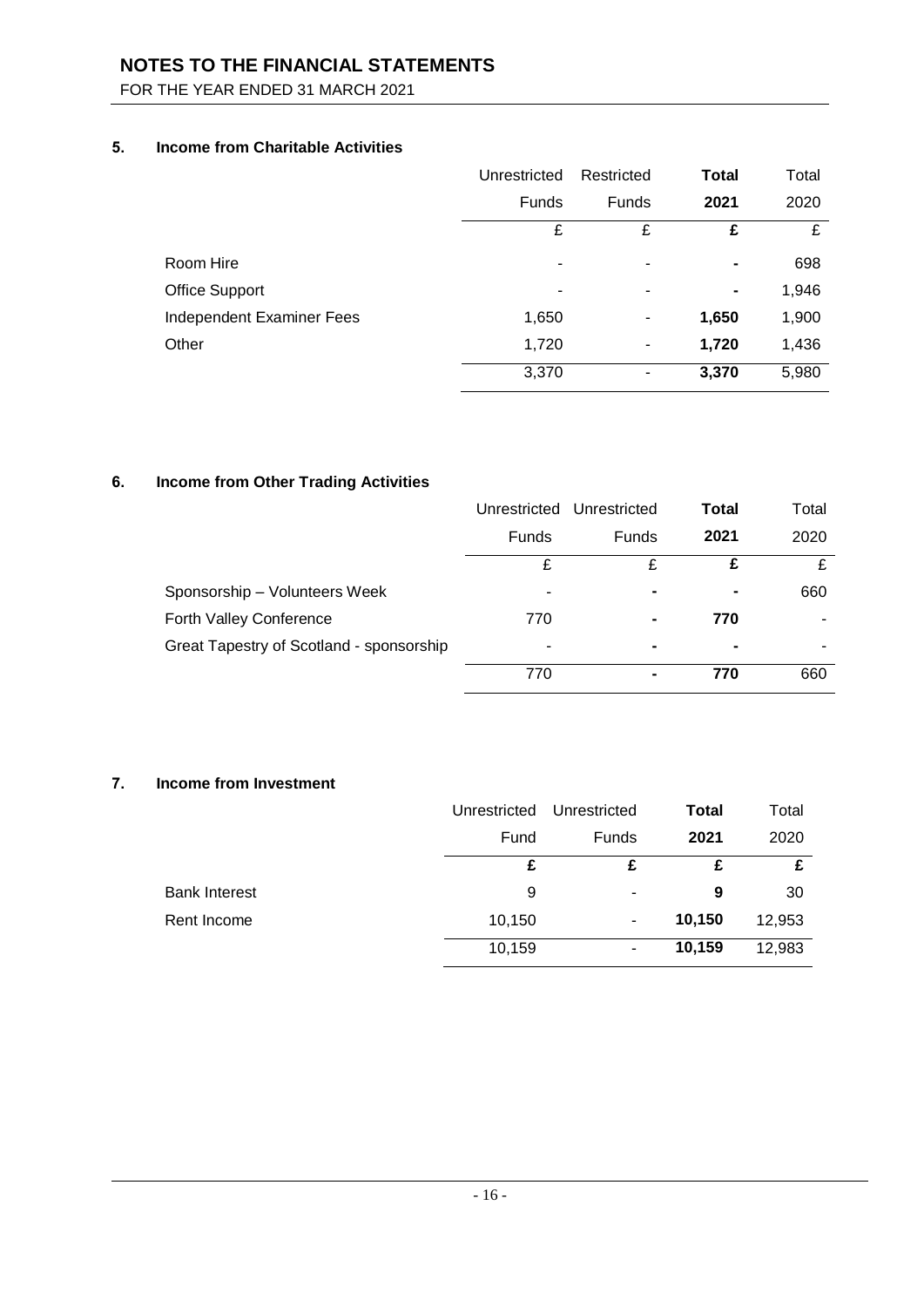# NOTES TO THE FINANCIAL STATEMENTS

FOR THE YEAR ENDED 31 MARCH 2021

## 5. Income from Charitable Activities

| | Unrestricted Funds | Restricted Funds | **Total 2021** | Total 2020 |
|---|---|---|---|---|
| | £ | £ | **£** | £ |
| Room Hire | - | - | **-** | 698 |
| Office Support | - | - | **-** | 1,946 |
| Independent Examiner Fees | 1,650 | - | **1,650** | 1,900 |
| Other | 1,720 | - | **1,720** | 1,436 |
| | 3,370 | - | **3,370** | 5,980 |

## 6. Income from Other Trading Activities

| | Unrestricted Funds | Unrestricted Funds | **Total 2021** | Total 2020 |
|---|---|---|---|---|
| | £ | £ | **£** | £ |
| Sponsorship – Volunteers Week | - | **-** | **-** | 660 |
| Forth Valley Conference | 770 | **-** | **770** | - |
| Great Tapestry of Scotland - sponsorship | - | **-** | **-** | - |
| | 770 | **-** | **770** | 660 |

## 7. Income from Investment

| | Unrestricted Fund | Unrestricted Funds | **Total 2021** | Total 2020 |
|---|---|---|---|---|
| | **£** | **£** | **£** | **£** |
| Bank Interest | 9 | - | **9** | 30 |
| Rent Income | 10,150 | - | **10,150** | 12,953 |
| | 10,159 | - | **10,159** | 12,983 |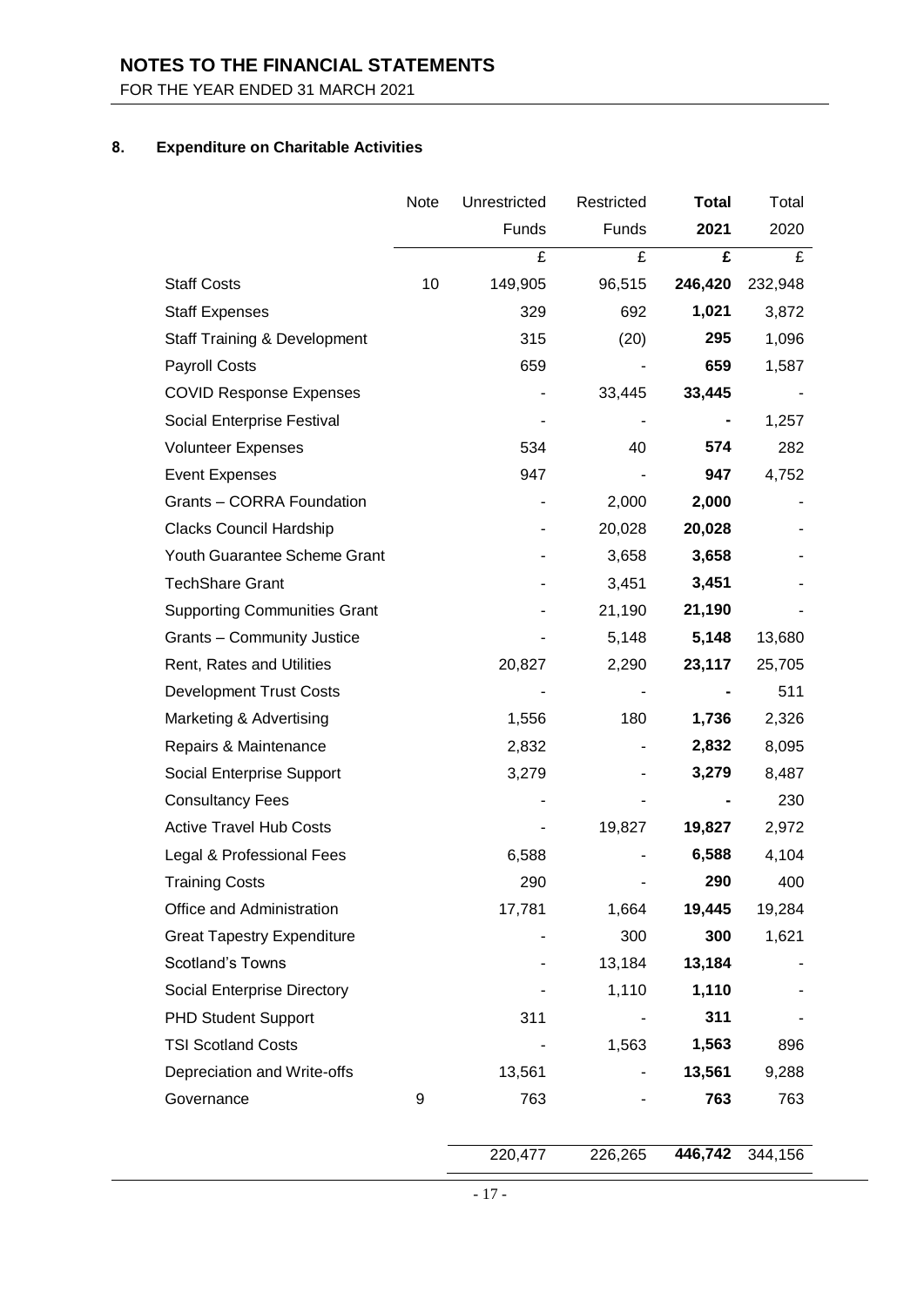# NOTES TO THE FINANCIAL STATEMENTS

FOR THE YEAR ENDED 31 MARCH 2021

## 8. Expenditure on Charitable Activities

| | Note | Unrestricted Funds | Restricted Funds | **Total 2021** | Total 2020 |
|---|---|---|---|---|---|
| | | £ | £ | **£** | £ |
| Staff Costs | 10 | 149,905 | 96,515 | **246,420** | 232,948 |
| Staff Expenses | | 329 | 692 | **1,021** | 3,872 |
| Staff Training & Development | | 315 | (20) | **295** | 1,096 |
| Payroll Costs | | 659 | - | **659** | 1,587 |
| COVID Response Expenses | | - | 33,445 | **33,445** | - |
| Social Enterprise Festival | | - | - | **-** | 1,257 |
| Volunteer Expenses | | 534 | 40 | **574** | 282 |
| Event Expenses | | 947 | - | **947** | 4,752 |
| Grants – CORRA Foundation | | - | 2,000 | **2,000** | - |
| Clacks Council Hardship | | - | 20,028 | **20,028** | - |
| Youth Guarantee Scheme Grant | | - | 3,658 | **3,658** | - |
| TechShare Grant | | - | 3,451 | **3,451** | - |
| Supporting Communities Grant | | - | 21,190 | **21,190** | - |
| Grants – Community Justice | | - | 5,148 | **5,148** | 13,680 |
| Rent, Rates and Utilities | | 20,827 | 2,290 | **23,117** | 25,705 |
| Development Trust Costs | | - | - | **-** | 511 |
| Marketing & Advertising | | 1,556 | 180 | **1,736** | 2,326 |
| Repairs & Maintenance | | 2,832 | - | **2,832** | 8,095 |
| Social Enterprise Support | | 3,279 | - | **3,279** | 8,487 |
| Consultancy Fees | | - | - | **-** | 230 |
| Active Travel Hub Costs | | - | 19,827 | **19,827** | 2,972 |
| Legal & Professional Fees | | 6,588 | - | **6,588** | 4,104 |
| Training Costs | | 290 | - | **290** | 400 |
| Office and Administration | | 17,781 | 1,664 | **19,445** | 19,284 |
| Great Tapestry Expenditure | | - | 300 | **300** | 1,621 |
| Scotland's Towns | | - | 13,184 | **13,184** | - |
| Social Enterprise Directory | | - | 1,110 | **1,110** | - |
| PHD Student Support | | 311 | - | **311** | - |
| TSI Scotland Costs | | - | 1,563 | **1,563** | 896 |
| Depreciation and Write-offs | | 13,561 | - | **13,561** | 9,288 |
| Governance | 9 | 763 | - | **763** | 763 |
| | | 220,477 | 226,265 | **446,742** | 344,156 |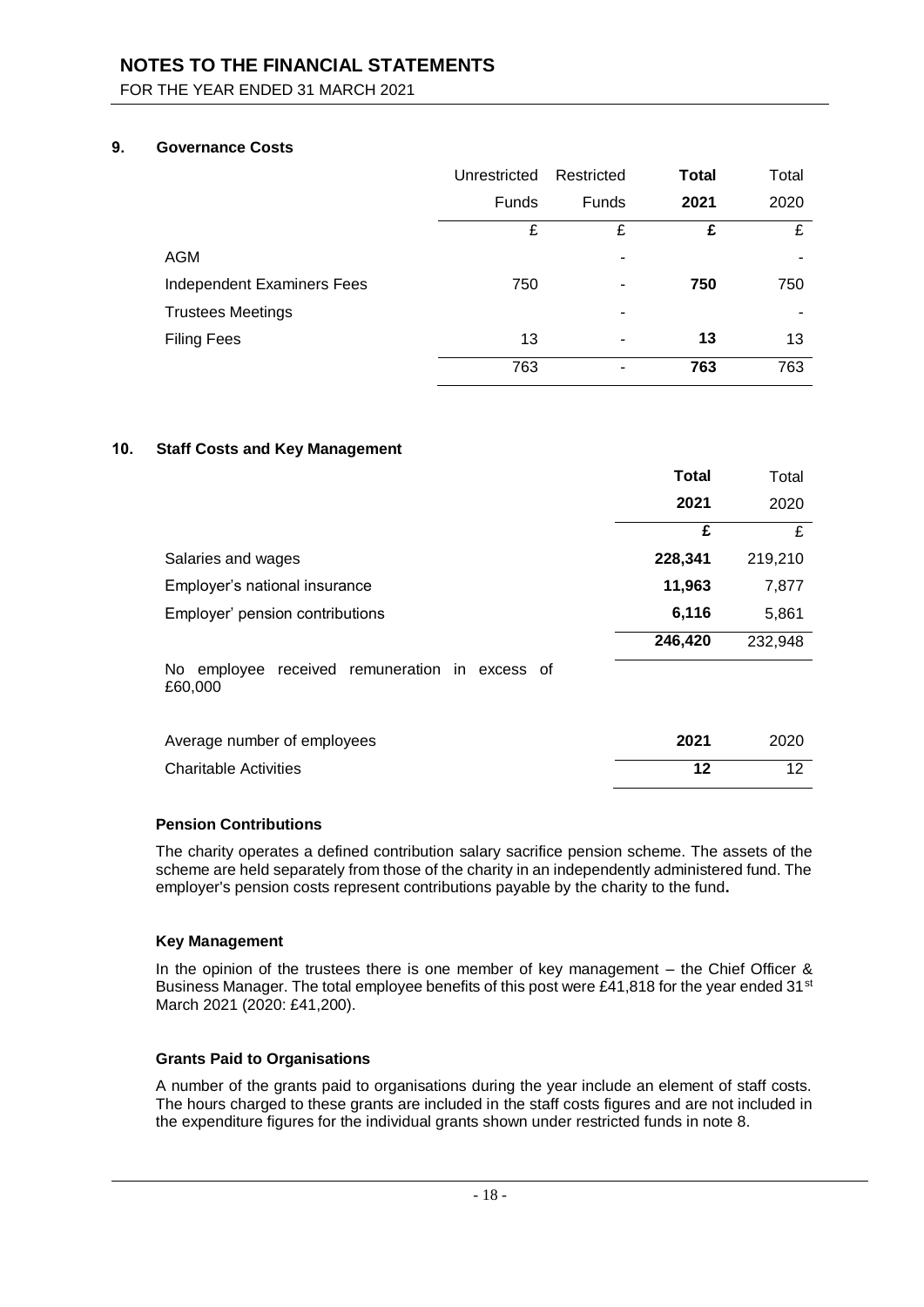# NOTES TO THE FINANCIAL STATEMENTS

FOR THE YEAR ENDED 31 MARCH 2021

## 9. Governance Costs

| | Unrestricted Funds | Restricted Funds | **Total 2021** | Total 2020 |
|---|---|---|---|---|
| | £ | £ | **£** | £ |
| AGM | | - | | - |
| Independent Examiners Fees | 750 | - | **750** | 750 |
| Trustees Meetings | | - | | - |
| Filing Fees | 13 | - | **13** | 13 |
| | 763 | - | **763** | 763 |

## 10. Staff Costs and Key Management

| | **Total 2021** | Total 2020 |
|---|---|---|
| | **£** | £ |
| Salaries and wages | **228,341** | 219,210 |
| Employer's national insurance | **11,963** | 7,877 |
| Employer' pension contributions | **6,116** | 5,861 |
| | **246,420** | 232,948 |

No employee received remuneration in excess of £60,000

| Average number of employees | **2021** | 2020 |
|---|---|---|
| Charitable Activities | **12** | 12 |

### Pension Contributions

The charity operates a defined contribution salary sacrifice pension scheme. The assets of the scheme are held separately from those of the charity in an independently administered fund. The employer's pension costs represent contributions payable by the charity to the fund**.**

### Key Management

In the opinion of the trustees there is one member of key management – the Chief Officer & Business Manager. The total employee benefits of this post were £41,818 for the year ended 31st March 2021 (2020: £41,200).

### Grants Paid to Organisations

A number of the grants paid to organisations during the year include an element of staff costs. The hours charged to these grants are included in the staff costs figures and are not included in the expenditure figures for the individual grants shown under restricted funds in note 8.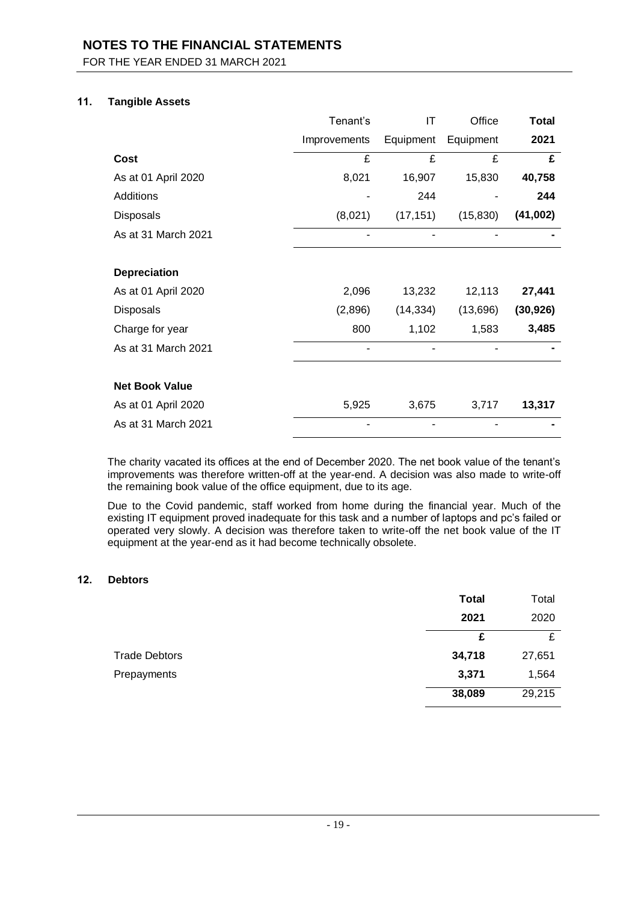### 11. Tangible Assets

| | Tenant's Improvements | IT Equipment | Office Equipment | **Total 2021** |
|---|---|---|---|---|
| **Cost** | £ | £ | £ | **£** |
| As at 01 April 2020 | 8,021 | 16,907 | 15,830 | **40,758** |
| Additions | - | 244 | - | **244** |
| Disposals | (8,021) | (17,151) | (15,830) | **(41,002)** |
| As at 31 March 2021 | - | - | - | **-** |
| | | | | |
| **Depreciation** | | | | |
| As at 01 April 2020 | 2,096 | 13,232 | 12,113 | **27,441** |
| Disposals | (2,896) | (14,334) | (13,696) | **(30,926)** |
| Charge for year | 800 | 1,102 | 1,583 | **3,485** |
| As at 31 March 2021 | - | - | - | **-** |
| | | | | |
| **Net Book Value** | | | | |
| As at 01 April 2020 | 5,925 | 3,675 | 3,717 | **13,317** |
| As at 31 March 2021 | - | - | - | **-** |

The charity vacated its offices at the end of December 2020. The net book value of the tenant's improvements was therefore written-off at the year-end. A decision was also made to write-off the remaining book value of the office equipment, due to its age.

Due to the Covid pandemic, staff worked from home during the financial year. Much of the existing IT equipment proved inadequate for this task and a number of laptops and pc's failed or operated very slowly. A decision was therefore taken to write-off the net book value of the IT equipment at the year-end as it had become technically obsolete.

### 12. Debtors

| | **Total 2021** | Total 2020 |
|---|---|---|
| | **£** | £ |
| Trade Debtors | **34,718** | 27,651 |
| Prepayments | **3,371** | 1,564 |
| | **38,089** | 29,215 |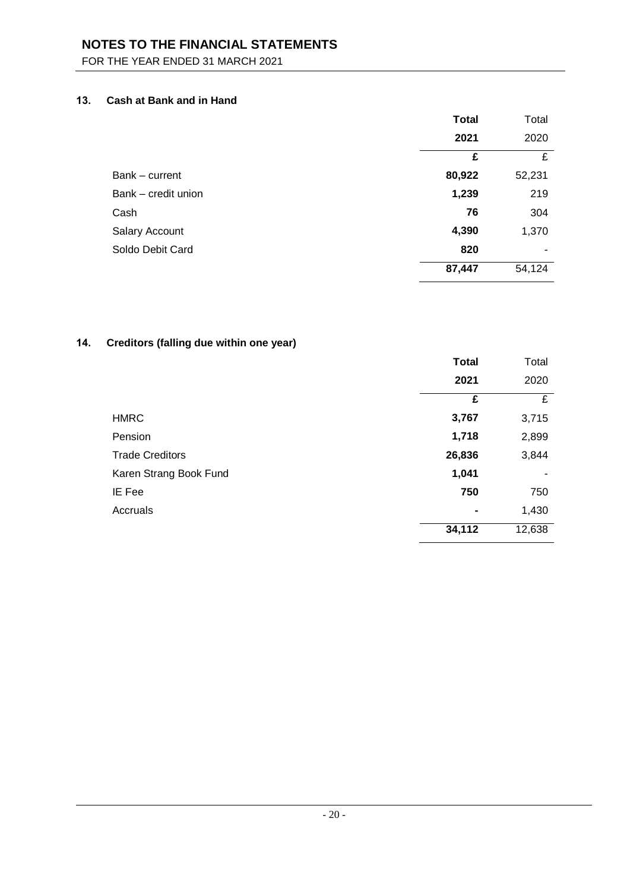# NOTES TO THE FINANCIAL STATEMENTS

FOR THE YEAR ENDED 31 MARCH 2021

## 13. Cash at Bank and in Hand

| | **Total 2021** | Total 2020 |
|---|---|---|
| | **£** | £ |
| Bank – current | **80,922** | 52,231 |
| Bank – credit union | **1,239** | 219 |
| Cash | **76** | 304 |
| Salary Account | **4,390** | 1,370 |
| Soldo Debit Card | **820** | - |
| | **87,447** | 54,124 |

## 14. Creditors (falling due within one year)

| | **Total 2021** | Total 2020 |
|---|---|---|
| | **£** | £ |
| HMRC | **3,767** | 3,715 |
| Pension | **1,718** | 2,899 |
| Trade Creditors | **26,836** | 3,844 |
| Karen Strang Book Fund | **1,041** | - |
| IE Fee | **750** | 750 |
| Accruals | **-** | 1,430 |
| | **34,112** | 12,638 |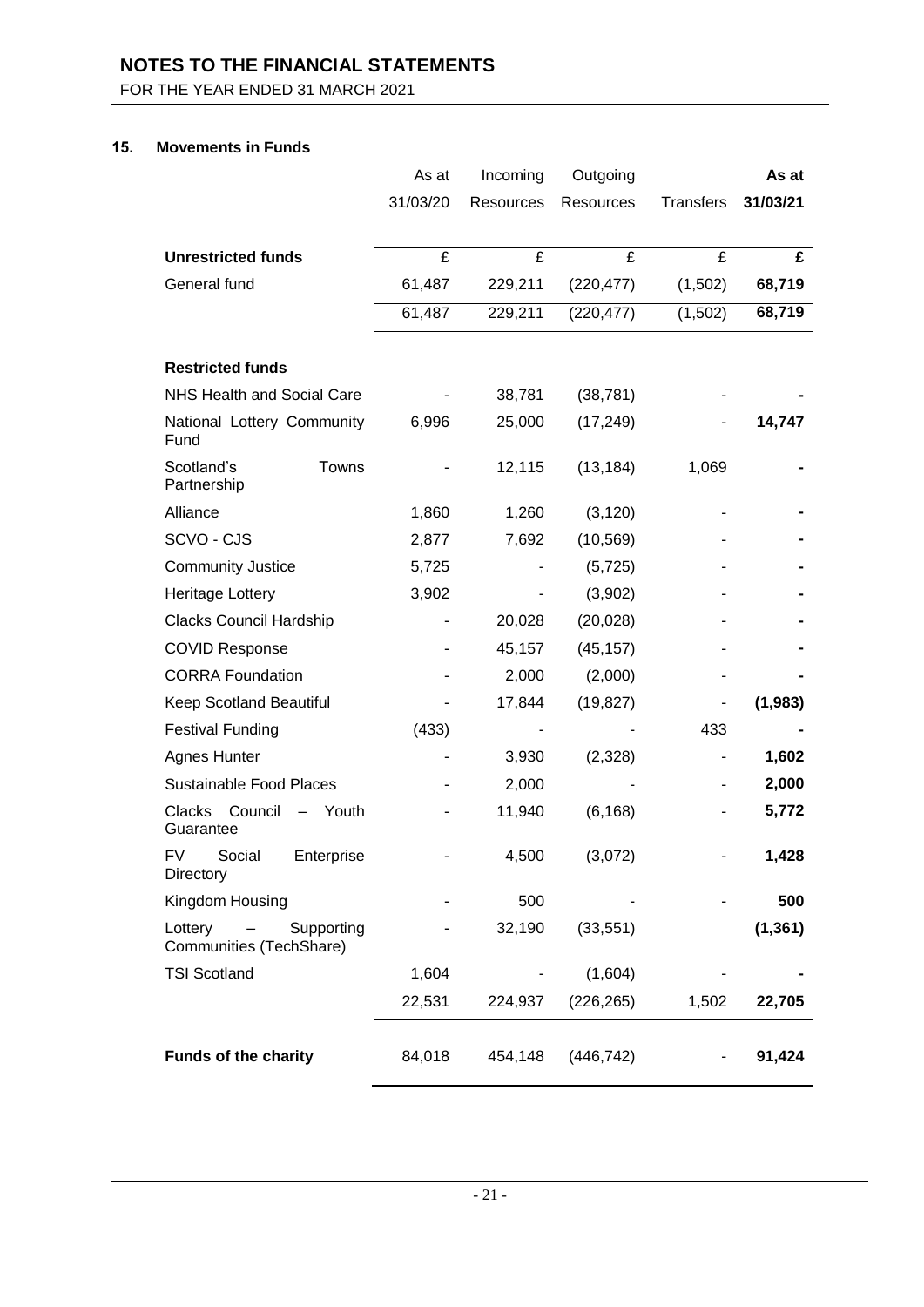# NOTES TO THE FINANCIAL STATEMENTS

FOR THE YEAR ENDED 31 MARCH 2021

## 15. Movements in Funds

| | As at 31/03/20 | Incoming Resources | Outgoing Resources | Transfers | **As at 31/03/21** |
|---|---|---|---|---|---|
| **Unrestricted funds** | £ | £ | £ | £ | **£** |
| General fund | 61,487 | 229,211 | (220,477) | (1,502) | **68,719** |
| | 61,487 | 229,211 | (220,477) | (1,502) | **68,719** |
| **Restricted funds** | | | | | |
| NHS Health and Social Care | - | 38,781 | (38,781) | - | **-** |
| National Lottery Community Fund | 6,996 | 25,000 | (17,249) | - | **14,747** |
| Scotland's Towns Partnership | - | 12,115 | (13,184) | 1,069 | **-** |
| Alliance | 1,860 | 1,260 | (3,120) | - | **-** |
| SCVO - CJS | 2,877 | 7,692 | (10,569) | - | **-** |
| Community Justice | 5,725 | - | (5,725) | - | **-** |
| Heritage Lottery | 3,902 | - | (3,902) | - | **-** |
| Clacks Council Hardship | - | 20,028 | (20,028) | - | **-** |
| COVID Response | - | 45,157 | (45,157) | - | **-** |
| CORRA Foundation | - | 2,000 | (2,000) | - | **-** |
| Keep Scotland Beautiful | - | 17,844 | (19,827) | - | **(1,983)** |
| Festival Funding | (433) | - | - | 433 | **-** |
| Agnes Hunter | - | 3,930 | (2,328) | - | **1,602** |
| Sustainable Food Places | - | 2,000 | - | - | **2,000** |
| Clacks Council – Youth Guarantee | - | 11,940 | (6,168) | - | **5,772** |
| FV Social Enterprise Directory | - | 4,500 | (3,072) | - | **1,428** |
| Kingdom Housing | - | 500 | - | - | **500** |
| Lottery – Supporting Communities (TechShare) | - | 32,190 | (33,551) | | **(1,361)** |
| TSI Scotland | 1,604 | - | (1,604) | - | **-** |
| | 22,531 | 224,937 | (226,265) | 1,502 | **22,705** |
| **Funds of the charity** | 84,018 | 454,148 | (446,742) | - | **91,424** |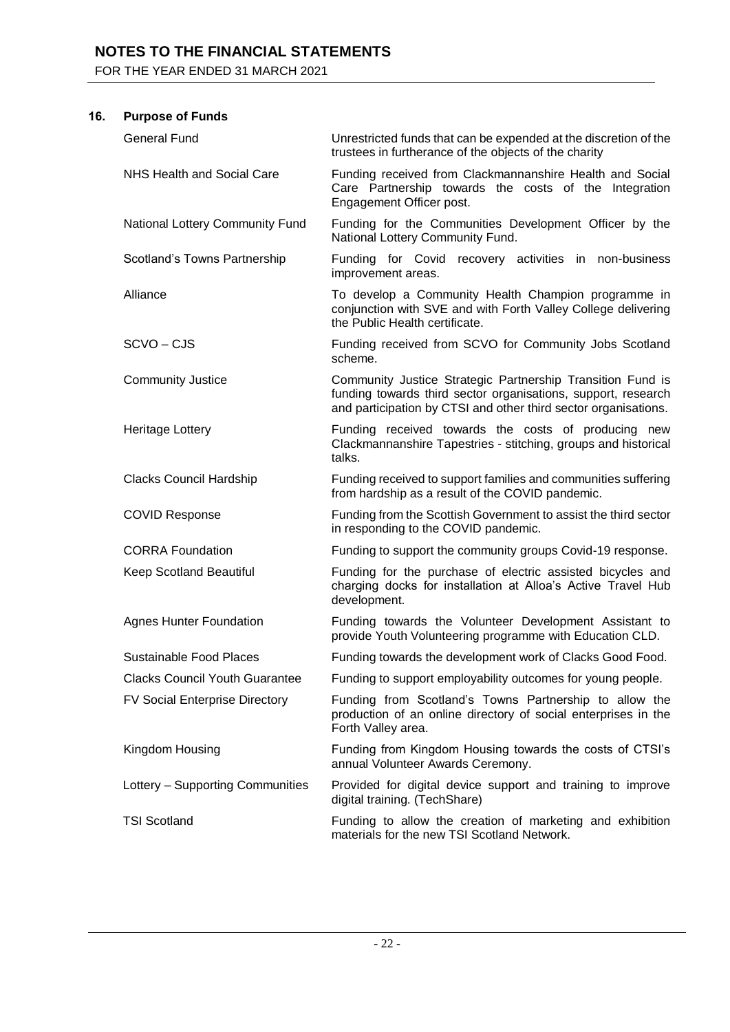## 16. Purpose of Funds

| | |
|---|---|
| General Fund | Unrestricted funds that can be expended at the discretion of the trustees in furtherance of the objects of the charity |
| NHS Health and Social Care | Funding received from Clackmannanshire Health and Social Care Partnership towards the costs of the Integration Engagement Officer post. |
| National Lottery Community Fund | Funding for the Communities Development Officer by the National Lottery Community Fund. |
| Scotland's Towns Partnership | Funding for Covid recovery activities in non-business improvement areas. |
| Alliance | To develop a Community Health Champion programme in conjunction with SVE and with Forth Valley College delivering the Public Health certificate. |
| SCVO – CJS | Funding received from SCVO for Community Jobs Scotland scheme. |
| Community Justice | Community Justice Strategic Partnership Transition Fund is funding towards third sector organisations, support, research and participation by CTSI and other third sector organisations. |
| Heritage Lottery | Funding received towards the costs of producing new Clackmannanshire Tapestries - stitching, groups and historical talks. |
| Clacks Council Hardship | Funding received to support families and communities suffering from hardship as a result of the COVID pandemic. |
| COVID Response | Funding from the Scottish Government to assist the third sector in responding to the COVID pandemic. |
| CORRA Foundation | Funding to support the community groups Covid-19 response. |
| Keep Scotland Beautiful | Funding for the purchase of electric assisted bicycles and charging docks for installation at Alloa's Active Travel Hub development. |
| Agnes Hunter Foundation | Funding towards the Volunteer Development Assistant to provide Youth Volunteering programme with Education CLD. |
| Sustainable Food Places | Funding towards the development work of Clacks Good Food. |
| Clacks Council Youth Guarantee | Funding to support employability outcomes for young people. |
| FV Social Enterprise Directory | Funding from Scotland's Towns Partnership to allow the production of an online directory of social enterprises in the Forth Valley area. |
| Kingdom Housing | Funding from Kingdom Housing towards the costs of CTSI's annual Volunteer Awards Ceremony. |
| Lottery – Supporting Communities | Provided for digital device support and training to improve digital training. (TechShare) |
| TSI Scotland | Funding to allow the creation of marketing and exhibition materials for the new TSI Scotland Network. |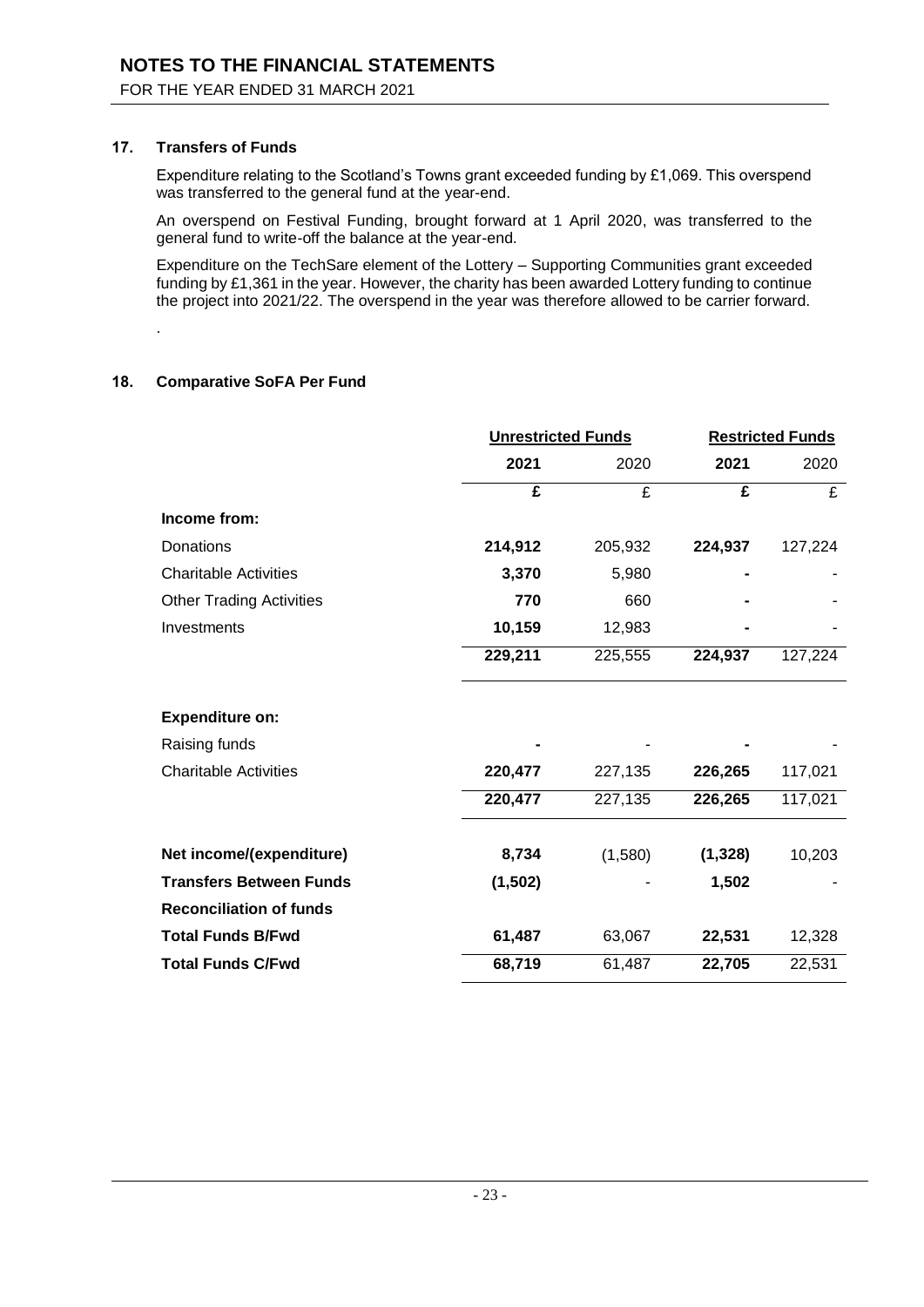## 17. Transfers of Funds

Expenditure relating to the Scotland's Towns grant exceeded funding by £1,069. This overspend was transferred to the general fund at the year-end.

An overspend on Festival Funding, brought forward at 1 April 2020, was transferred to the general fund to write-off the balance at the year-end.

Expenditure on the TechSare element of the Lottery – Supporting Communities grant exceeded funding by £1,361 in the year. However, the charity has been awarded Lottery funding to continue the project into 2021/22. The overspend in the year was therefore allowed to be carrier forward.

.

## 18. Comparative SoFA Per Fund

| | Unrestricted Funds | | Restricted Funds | |
|---|---|---|---|---|
| | **2021** | 2020 | **2021** | 2020 |
| | **£** | £ | **£** | £ |
| **Income from:** | | | | |
| Donations | **214,912** | 205,932 | **224,937** | 127,224 |
| Charitable Activities | **3,370** | 5,980 | **-** | - |
| Other Trading Activities | **770** | 660 | **-** | - |
| Investments | **10,159** | 12,983 | **-** | - |
| | **229,211** | 225,555 | **224,937** | 127,224 |
| **Expenditure on:** | | | | |
| Raising funds | **-** | - | **-** | - |
| Charitable Activities | **220,477** | 227,135 | **226,265** | 117,021 |
| | **220,477** | 227,135 | **226,265** | 117,021 |
| **Net income/(expenditure)** | **8,734** | (1,580) | **(1,328)** | 10,203 |
| **Transfers Between Funds** | **(1,502)** | - | **1,502** | - |
| **Reconciliation of funds** | | | | |
| **Total Funds B/Fwd** | **61,487** | 63,067 | **22,531** | 12,328 |
| **Total Funds C/Fwd** | **68,719** | 61,487 | **22,705** | 22,531 |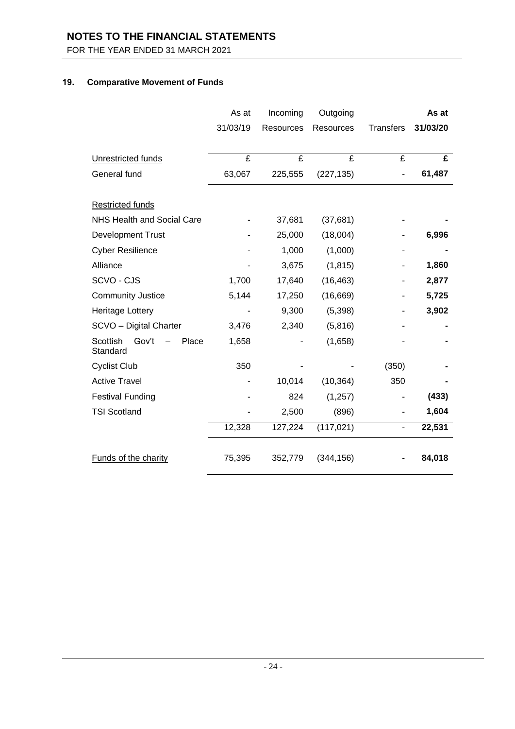# NOTES TO THE FINANCIAL STATEMENTS

FOR THE YEAR ENDED 31 MARCH 2021

### 19. Comparative Movement of Funds

| | As at 31/03/19 | Incoming Resources | Outgoing Resources | Transfers | **As at 31/03/20** |
|---|---|---|---|---|---|
| Unrestricted funds | £ | £ | £ | £ | **£** |
| General fund | 63,067 | 225,555 | (227,135) | - | **61,487** |
| | | | | | |
| Restricted funds | | | | | |
| NHS Health and Social Care | - | 37,681 | (37,681) | - | **-** |
| Development Trust | - | 25,000 | (18,004) | - | **6,996** |
| Cyber Resilience | - | 1,000 | (1,000) | - | **-** |
| Alliance | - | 3,675 | (1,815) | - | **1,860** |
| SCVO - CJS | 1,700 | 17,640 | (16,463) | - | **2,877** |
| Community Justice | 5,144 | 17,250 | (16,669) | - | **5,725** |
| Heritage Lottery | - | 9,300 | (5,398) | - | **3,902** |
| SCVO – Digital Charter | 3,476 | 2,340 | (5,816) | - | **-** |
| Scottish Gov't – Place Standard | 1,658 | - | (1,658) | - | **-** |
| Cyclist Club | 350 | - | - | (350) | **-** |
| Active Travel | - | 10,014 | (10,364) | 350 | **-** |
| Festival Funding | - | 824 | (1,257) | - | **(433)** |
| TSI Scotland | - | 2,500 | (896) | - | **1,604** |
| | 12,328 | 127,224 | (117,021) | - | **22,531** |
| | | | | | |
| Funds of the charity | 75,395 | 352,779 | (344,156) | - | **84,018** |